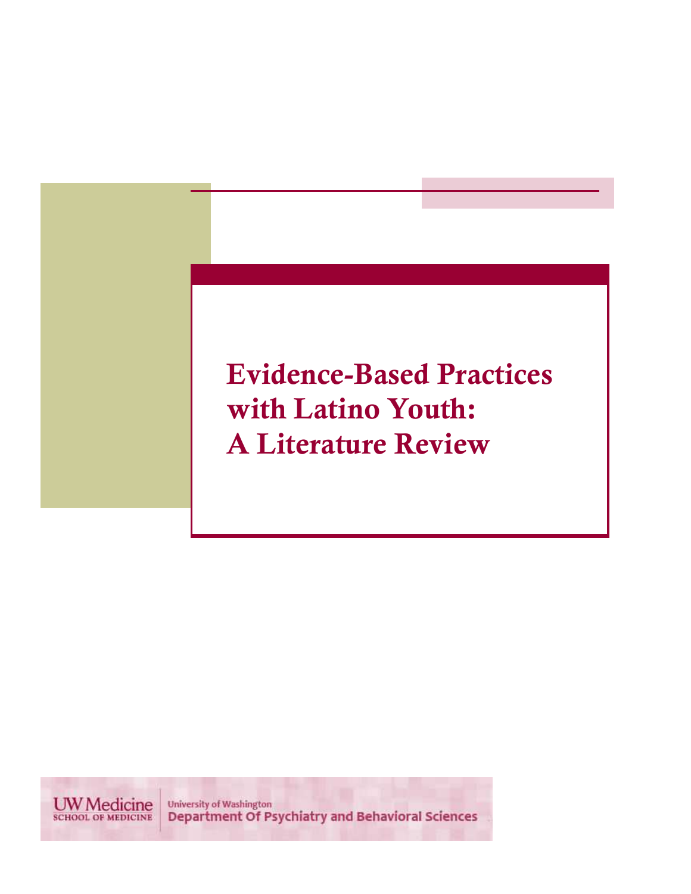# Evidence-Based Practices with Latino Youth: A Literature Review

UW Medicine
SCHOOL OF MEDICINE

University of Washington
Department Of Psychiatry and Behavioral Sciences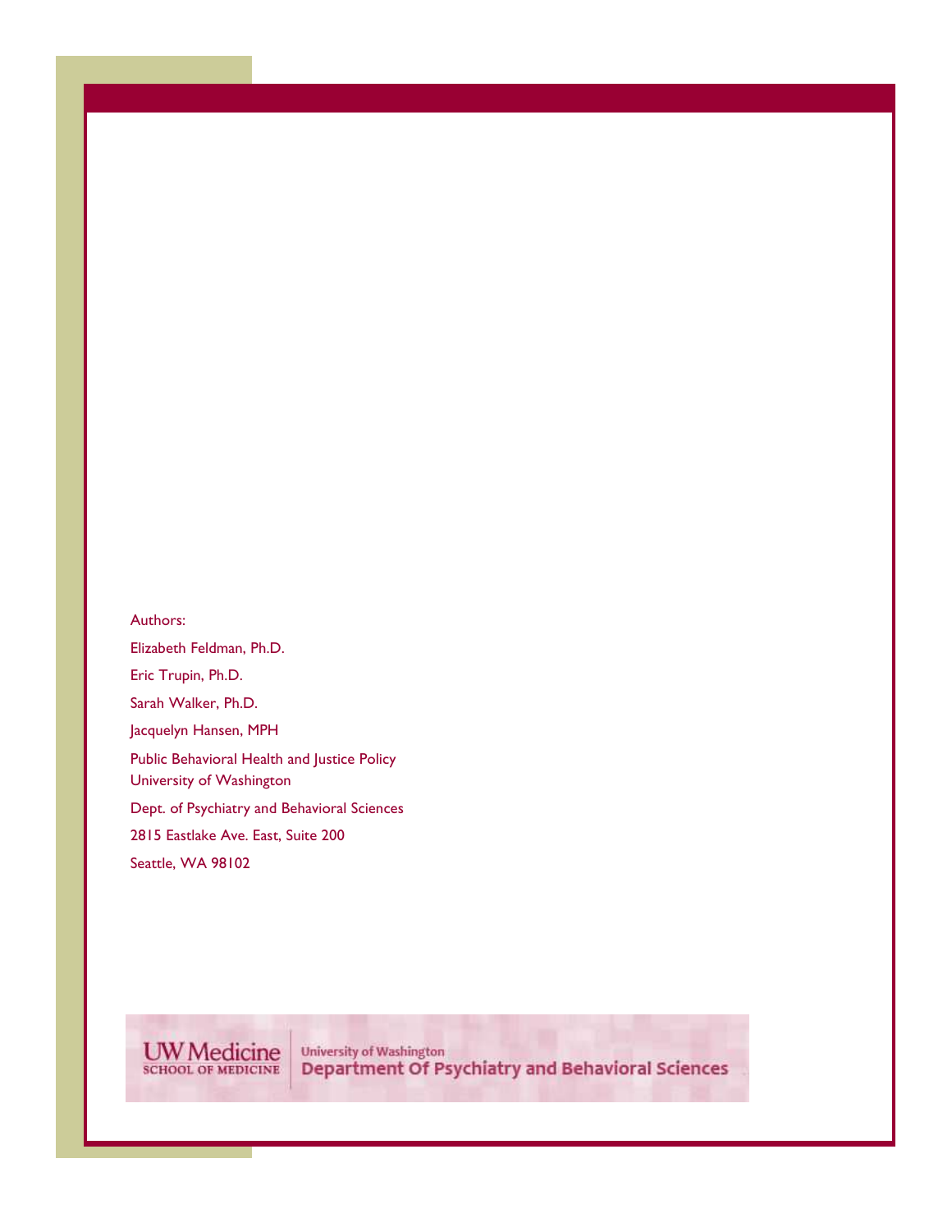Authors:

Elizabeth Feldman, Ph.D.

Eric Trupin, Ph.D.

Sarah Walker, Ph.D.

Jacquelyn Hansen, MPH

Public Behavioral Health and Justice Policy
University of Washington

Dept. of Psychiatry and Behavioral Sciences

2815 Eastlake Ave. East, Suite 200

Seattle, WA 98102

UW Medicine
SCHOOL OF MEDICINE

University of Washington
Department Of Psychiatry and Behavioral Sciences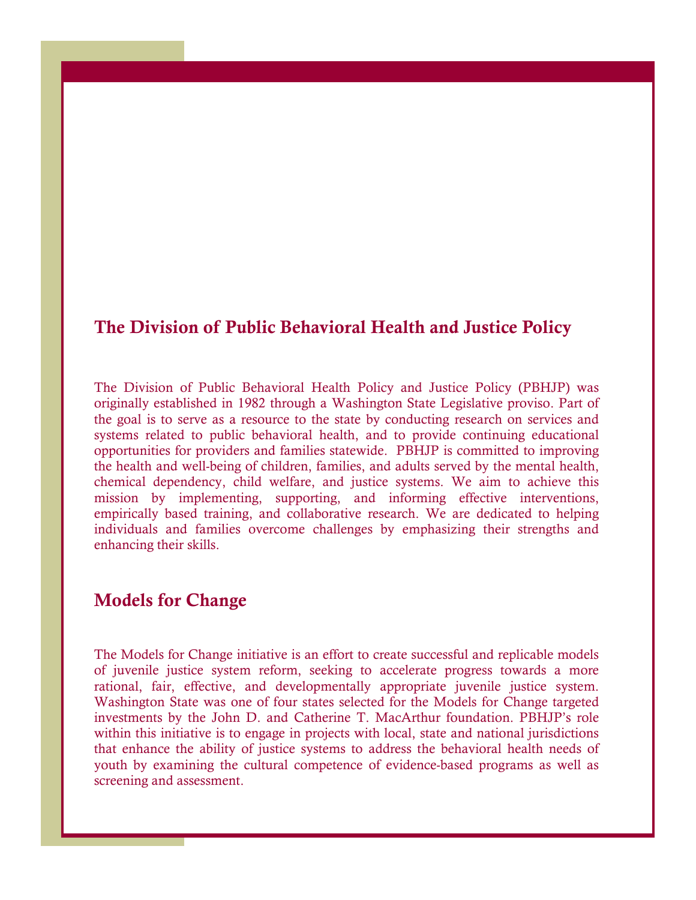## The Division of Public Behavioral Health and Justice Policy

The Division of Public Behavioral Health Policy and Justice Policy (PBHJP) was originally established in 1982 through a Washington State Legislative proviso. Part of the goal is to serve as a resource to the state by conducting research on services and systems related to public behavioral health, and to provide continuing educational opportunities for providers and families statewide. PBHJP is committed to improving the health and well-being of children, families, and adults served by the mental health, chemical dependency, child welfare, and justice systems. We aim to achieve this mission by implementing, supporting, and informing effective interventions, empirically based training, and collaborative research. We are dedicated to helping individuals and families overcome challenges by emphasizing their strengths and enhancing their skills.

## Models for Change

The Models for Change initiative is an effort to create successful and replicable models of juvenile justice system reform, seeking to accelerate progress towards a more rational, fair, effective, and developmentally appropriate juvenile justice system. Washington State was one of four states selected for the Models for Change targeted investments by the John D. and Catherine T. MacArthur foundation. PBHJP's role within this initiative is to engage in projects with local, state and national jurisdictions that enhance the ability of justice systems to address the behavioral health needs of youth by examining the cultural competence of evidence-based programs as well as screening and assessment.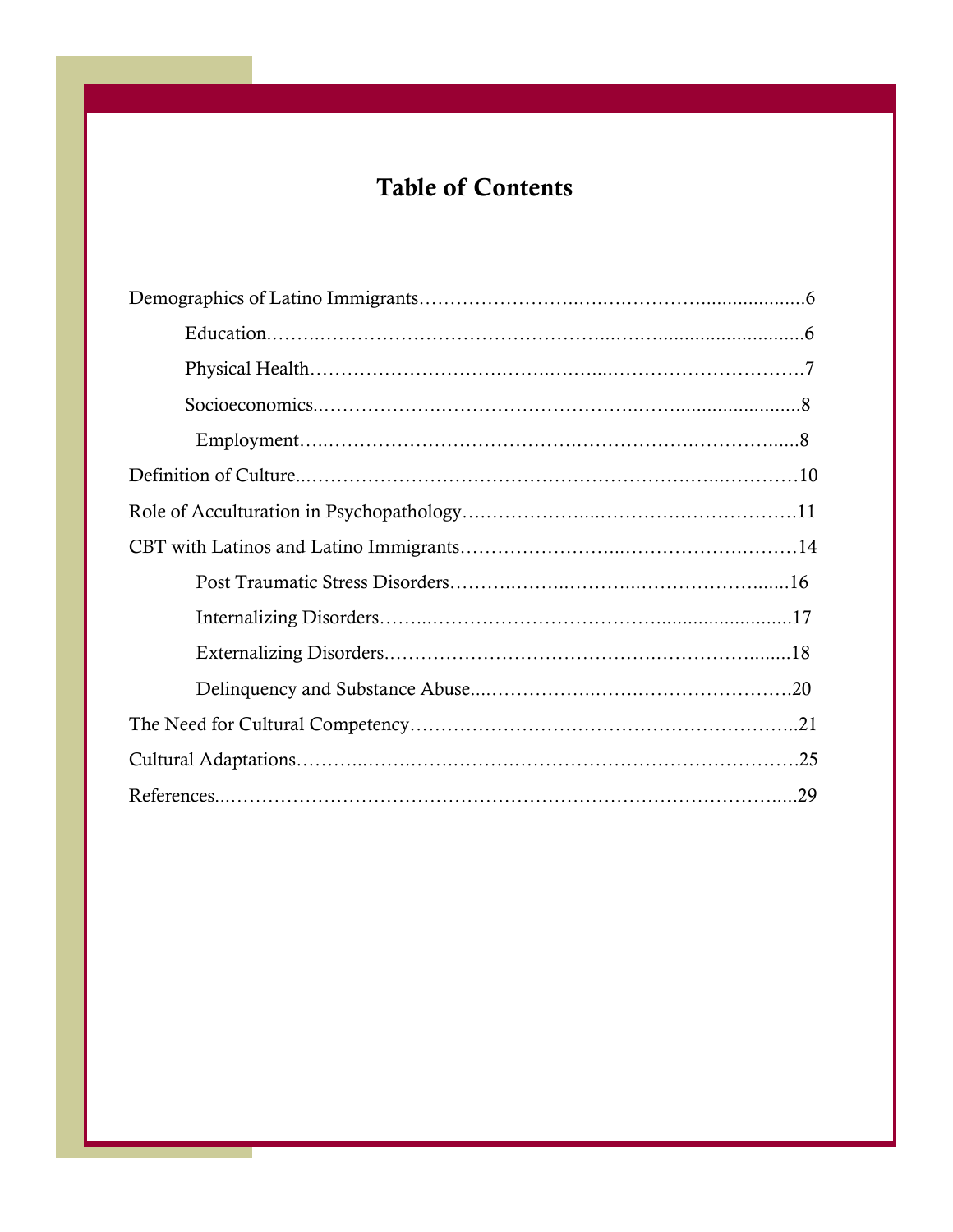# Table of Contents

- Demographics of Latino Immigrants……………………..……..………….....................6
    - Education.……..…………………………………….....…..........................6
    - Physical Health……………………….……..……....…………………………….7
    - Socioeconomics..……………….………………………..…….........................8
        - Employment…..………………………………….………………..…………......8
- Definition of Culture...……………………………………………………….…...…………10
- Role of Acculturation in Psychopathology…..……………....……………..………………11
- CBT with Latinos and Latino Immigrants……………………..……………….…………14
    - Post Traumatic Stress Disorders……….……..………..……………………......16
    - Internalizing Disorders……...………………………………..........................17
    - Externalizing Disorders.………………………………….……………….........18
    - Delinquency and Substance Abuse...……………..…….……………………….20
- The Need for Cultural Competency…………………………………………………...21
- Cultural Adaptations………...…….……….……….…………………………………….25
- References...………………………….……………………………….………………......29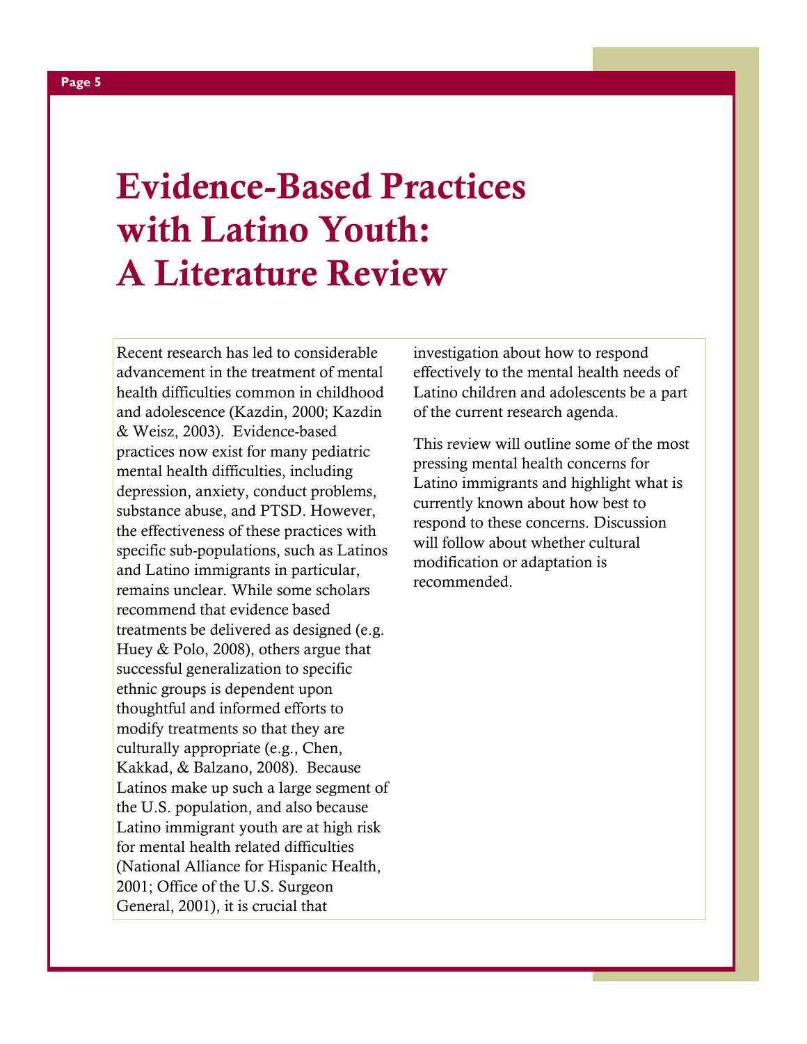# Evidence-Based Practices with Latino Youth: A Literature Review

Recent research has led to considerable advancement in the treatment of mental health difficulties common in childhood and adolescence (Kazdin, 2000; Kazdin & Weisz, 2003). Evidence-based practices now exist for many pediatric mental health difficulties, including depression, anxiety, conduct problems, substance abuse, and PTSD. However, the effectiveness of these practices with specific sub-populations, such as Latinos and Latino immigrants in particular, remains unclear. While some scholars recommend that evidence based treatments be delivered as designed (e.g. Huey & Polo, 2008), others argue that successful generalization to specific ethnic groups is dependent upon thoughtful and informed efforts to modify treatments so that they are culturally appropriate (e.g., Chen, Kakkad, & Balzano, 2008). Because Latinos make up such a large segment of the U.S. population, and also because Latino immigrant youth are at high risk for mental health related difficulties (National Alliance for Hispanic Health, 2001; Office of the U.S. Surgeon General, 2001), it is crucial that investigation about how to respond effectively to the mental health needs of Latino children and adolescents be a part of the current research agenda.

This review will outline some of the most pressing mental health concerns for Latino immigrants and highlight what is currently known about how best to respond to these concerns. Discussion will follow about whether cultural modification or adaptation is recommended.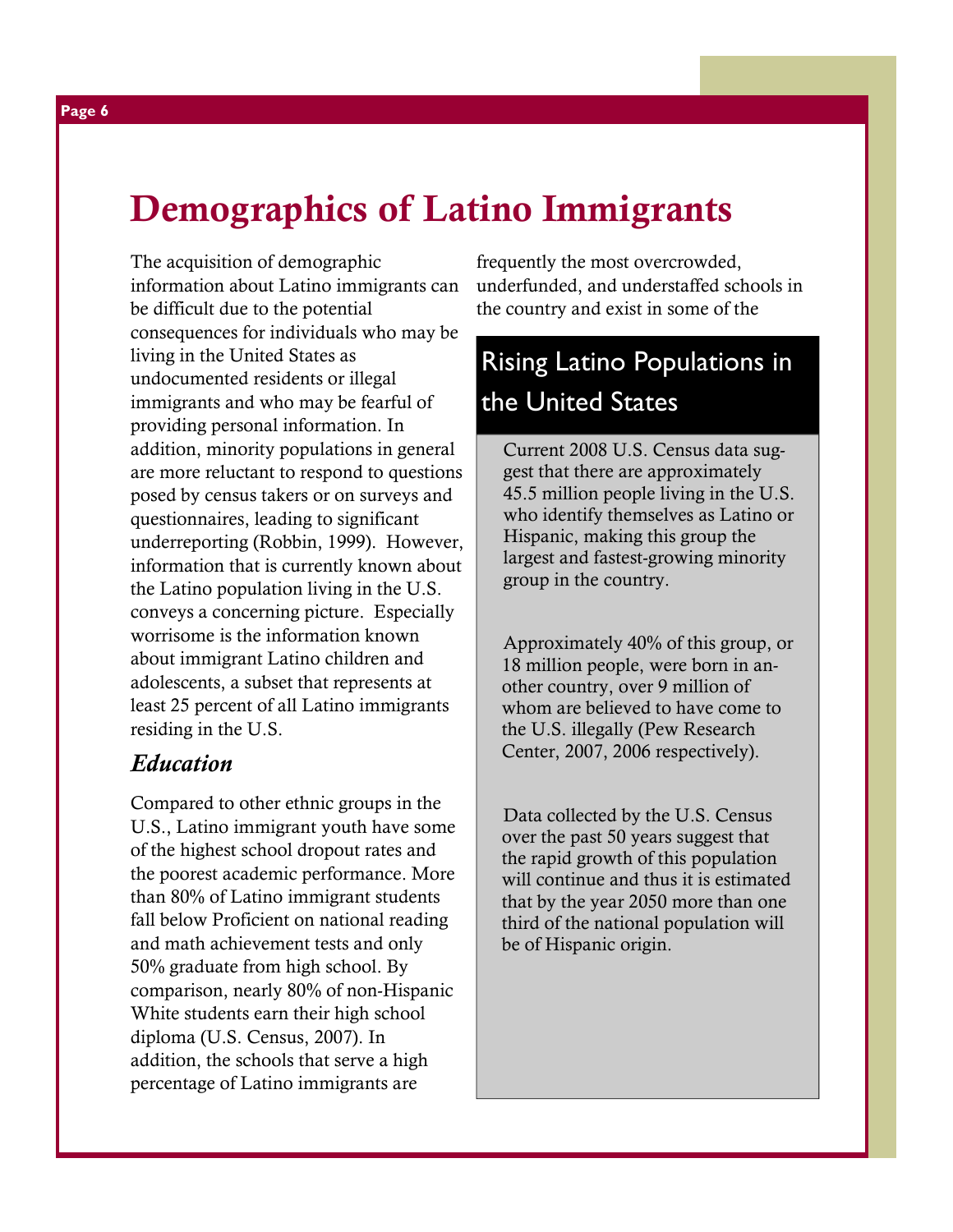# Demographics of Latino Immigrants

The acquisition of demographic information about Latino immigrants can be difficult due to the potential consequences for individuals who may be living in the United States as undocumented residents or illegal immigrants and who may be fearful of providing personal information. In addition, minority populations in general are more reluctant to respond to questions posed by census takers or on surveys and questionnaires, leading to significant underreporting (Robbin, 1999). However, information that is currently known about the Latino population living in the U.S. conveys a concerning picture. Especially worrisome is the information known about immigrant Latino children and adolescents, a subset that represents at least 25 percent of all Latino immigrants residing in the U.S.

### *Education*

Compared to other ethnic groups in the U.S., Latino immigrant youth have some of the highest school dropout rates and the poorest academic performance. More than 80% of Latino immigrant students fall below Proficient on national reading and math achievement tests and only 50% graduate from high school. By comparison, nearly 80% of non-Hispanic White students earn their high school diploma (U.S. Census, 2007). In addition, the schools that serve a high percentage of Latino immigrants are frequently the most overcrowded, underfunded, and understaffed schools in the country and exist in some of the

## Rising Latino Populations in the United States

Current 2008 U.S. Census data suggest that there are approximately 45.5 million people living in the U.S. who identify themselves as Latino or Hispanic, making this group the largest and fastest-growing minority group in the country.

Approximately 40% of this group, or 18 million people, were born in another country, over 9 million of whom are believed to have come to the U.S. illegally (Pew Research Center, 2007, 2006 respectively).

Data collected by the U.S. Census over the past 50 years suggest that the rapid growth of this population will continue and thus it is estimated that by the year 2050 more than one third of the national population will be of Hispanic origin.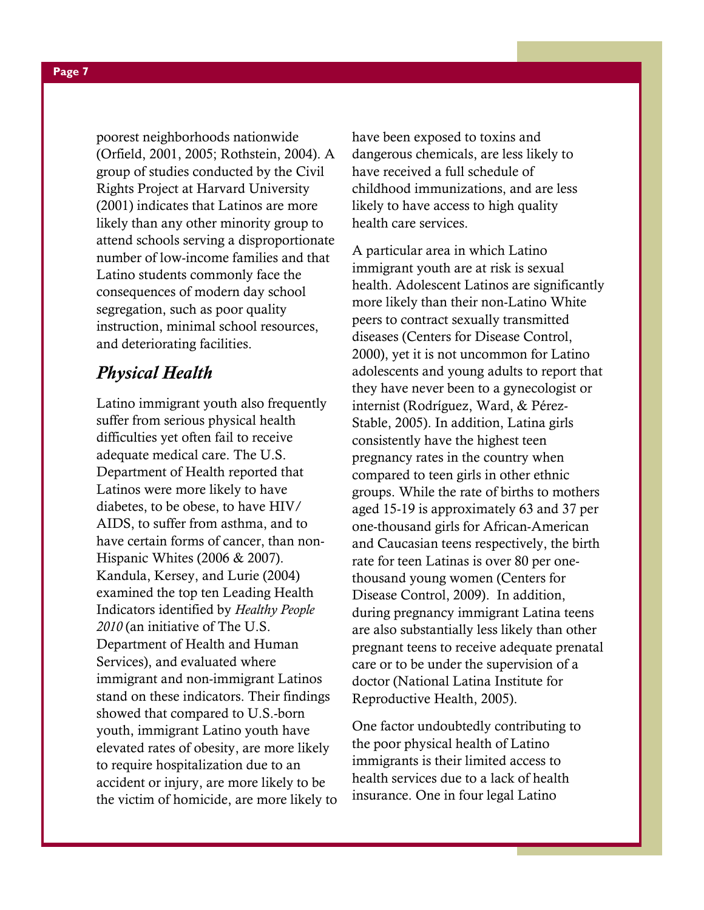poorest neighborhoods nationwide (Orfield, 2001, 2005; Rothstein, 2004). A group of studies conducted by the Civil Rights Project at Harvard University (2001) indicates that Latinos are more likely than any other minority group to attend schools serving a disproportionate number of low-income families and that Latino students commonly face the consequences of modern day school segregation, such as poor quality instruction, minimal school resources, and deteriorating facilities.

## *Physical Health*

Latino immigrant youth also frequently suffer from serious physical health difficulties yet often fail to receive adequate medical care. The U.S. Department of Health reported that Latinos were more likely to have diabetes, to be obese, to have HIV/AIDS, to suffer from asthma, and to have certain forms of cancer, than non-Hispanic Whites (2006 & 2007). Kandula, Kersey, and Lurie (2004) examined the top ten Leading Health Indicators identified by *Healthy People 2010* (an initiative of The U.S. Department of Health and Human Services), and evaluated where immigrant and non-immigrant Latinos stand on these indicators. Their findings showed that compared to U.S.-born youth, immigrant Latino youth have elevated rates of obesity, are more likely to require hospitalization due to an accident or injury, are more likely to be the victim of homicide, are more likely to have been exposed to toxins and dangerous chemicals, are less likely to have received a full schedule of childhood immunizations, and are less likely to have access to high quality health care services.

A particular area in which Latino immigrant youth are at risk is sexual health. Adolescent Latinos are significantly more likely than their non-Latino White peers to contract sexually transmitted diseases (Centers for Disease Control, 2000), yet it is not uncommon for Latino adolescents and young adults to report that they have never been to a gynecologist or internist (Rodríguez, Ward, & Pérez-Stable, 2005). In addition, Latina girls consistently have the highest teen pregnancy rates in the country when compared to teen girls in other ethnic groups. While the rate of births to mothers aged 15-19 is approximately 63 and 37 per one-thousand girls for African-American and Caucasian teens respectively, the birth rate for teen Latinas is over 80 per one-thousand young women (Centers for Disease Control, 2009). In addition, during pregnancy immigrant Latina teens are also substantially less likely than other pregnant teens to receive adequate prenatal care or to be under the supervision of a doctor (National Latina Institute for Reproductive Health, 2005).

One factor undoubtedly contributing to the poor physical health of Latino immigrants is their limited access to health services due to a lack of health insurance. One in four legal Latino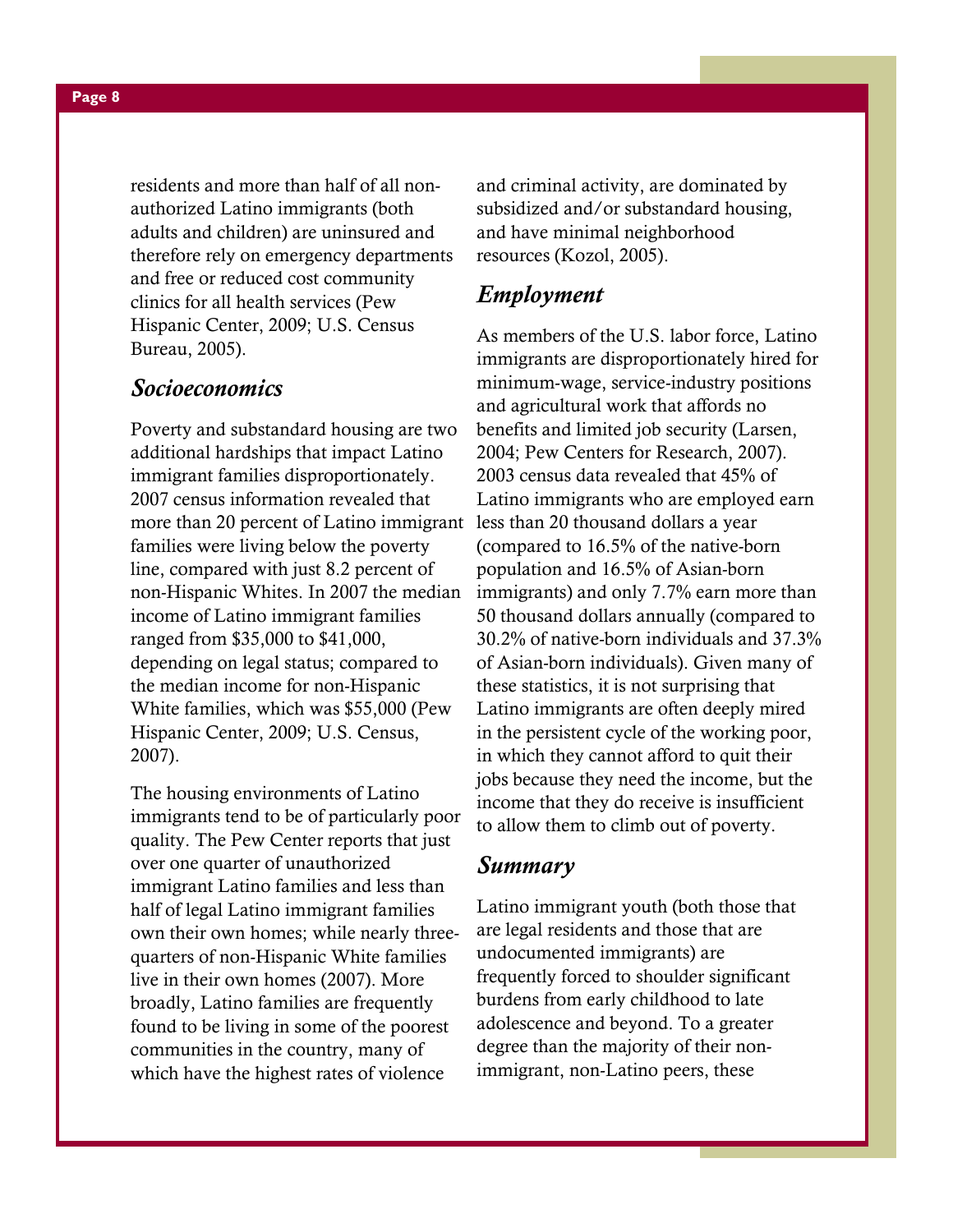residents and more than half of all non-authorized Latino immigrants (both adults and children) are uninsured and therefore rely on emergency departments and free or reduced cost community clinics for all health services (Pew Hispanic Center, 2009; U.S. Census Bureau, 2005).

## *Socioeconomics*

Poverty and substandard housing are two additional hardships that impact Latino immigrant families disproportionately. 2007 census information revealed that more than 20 percent of Latino immigrant families were living below the poverty line, compared with just 8.2 percent of non-Hispanic Whites. In 2007 the median income of Latino immigrant families ranged from $35,000 to $41,000, depending on legal status; compared to the median income for non-Hispanic White families, which was $55,000 (Pew Hispanic Center, 2009; U.S. Census, 2007).

The housing environments of Latino immigrants tend to be of particularly poor quality. The Pew Center reports that just over one quarter of unauthorized immigrant Latino families and less than half of legal Latino immigrant families own their own homes; while nearly three-quarters of non-Hispanic White families live in their own homes (2007). More broadly, Latino families are frequently found to be living in some of the poorest communities in the country, many of which have the highest rates of violence and criminal activity, are dominated by subsidized and/or substandard housing, and have minimal neighborhood resources (Kozol, 2005).

## *Employment*

As members of the U.S. labor force, Latino immigrants are disproportionately hired for minimum-wage, service-industry positions and agricultural work that affords no benefits and limited job security (Larsen, 2004; Pew Centers for Research, 2007). 2003 census data revealed that 45% of Latino immigrants who are employed earn less than 20 thousand dollars a year (compared to 16.5% of the native-born population and 16.5% of Asian-born immigrants) and only 7.7% earn more than 50 thousand dollars annually (compared to 30.2% of native-born individuals and 37.3% of Asian-born individuals). Given many of these statistics, it is not surprising that Latino immigrants are often deeply mired in the persistent cycle of the working poor, in which they cannot afford to quit their jobs because they need the income, but the income that they do receive is insufficient to allow them to climb out of poverty.

## *Summary*

Latino immigrant youth (both those that are legal residents and those that are undocumented immigrants) are frequently forced to shoulder significant burdens from early childhood to late adolescence and beyond. To a greater degree than the majority of their non-immigrant, non-Latino peers, these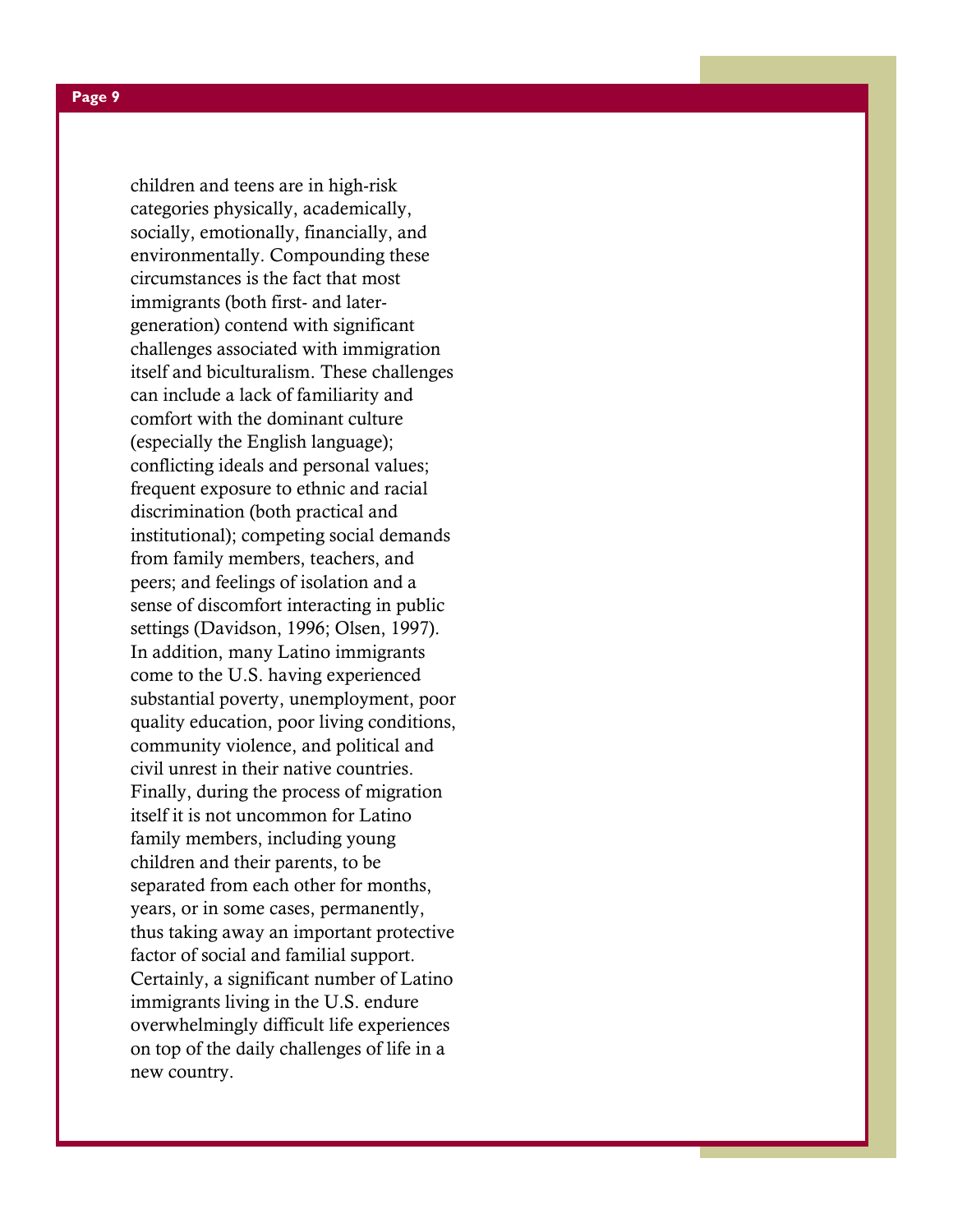children and teens are in high-risk categories physically, academically, socially, emotionally, financially, and environmentally. Compounding these circumstances is the fact that most immigrants (both first- and later-generation) contend with significant challenges associated with immigration itself and biculturalism. These challenges can include a lack of familiarity and comfort with the dominant culture (especially the English language); conflicting ideals and personal values; frequent exposure to ethnic and racial discrimination (both practical and institutional); competing social demands from family members, teachers, and peers; and feelings of isolation and a sense of discomfort interacting in public settings (Davidson, 1996; Olsen, 1997). In addition, many Latino immigrants come to the U.S. having experienced substantial poverty, unemployment, poor quality education, poor living conditions, community violence, and political and civil unrest in their native countries. Finally, during the process of migration itself it is not uncommon for Latino family members, including young children and their parents, to be separated from each other for months, years, or in some cases, permanently, thus taking away an important protective factor of social and familial support. Certainly, a significant number of Latino immigrants living in the U.S. endure overwhelmingly difficult life experiences on top of the daily challenges of life in a new country.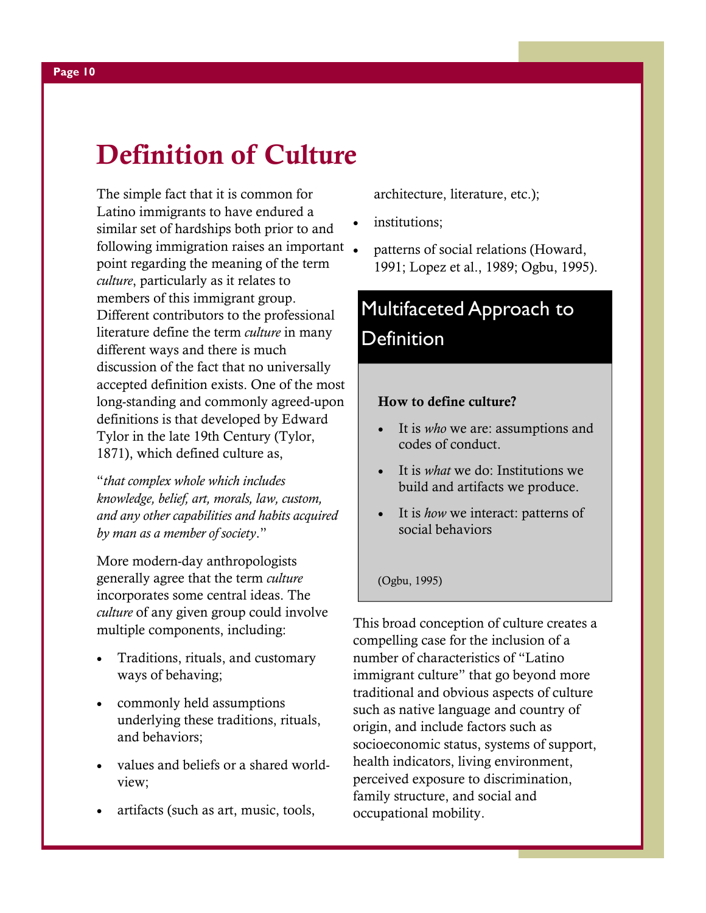# Definition of Culture

The simple fact that it is common for Latino immigrants to have endured a similar set of hardships both prior to and following immigration raises an important point regarding the meaning of the term *culture*, particularly as it relates to members of this immigrant group. Different contributors to the professional literature define the term *culture* in many different ways and there is much discussion of the fact that no universally accepted definition exists. One of the most long-standing and commonly agreed-upon definitions is that developed by Edward Tylor in the late 19th Century (Tylor, 1871), which defined culture as,

"*that complex whole which includes knowledge, belief, art, morals, law, custom, and any other capabilities and habits acquired by man as a member of society*."

More modern-day anthropologists generally agree that the term *culture* incorporates some central ideas. The *culture* of any given group could involve multiple components, including:

- Traditions, rituals, and customary ways of behaving;
- commonly held assumptions underlying these traditions, rituals, and behaviors;
- values and beliefs or a shared world-view;
- artifacts (such as art, music, tools, architecture, literature, etc.);
- institutions;
- patterns of social relations (Howard, 1991; Lopez et al., 1989; Ogbu, 1995).

## Multifaceted Approach to Definition

**How to define culture?**

- It is *who* we are: assumptions and codes of conduct.
- It is *what* we do: Institutions we build and artifacts we produce.
- It is *how* we interact: patterns of social behaviors

(Ogbu, 1995)

This broad conception of culture creates a compelling case for the inclusion of a number of characteristics of "Latino immigrant culture" that go beyond more traditional and obvious aspects of culture such as native language and country of origin, and include factors such as socioeconomic status, systems of support, health indicators, living environment, perceived exposure to discrimination, family structure, and social and occupational mobility.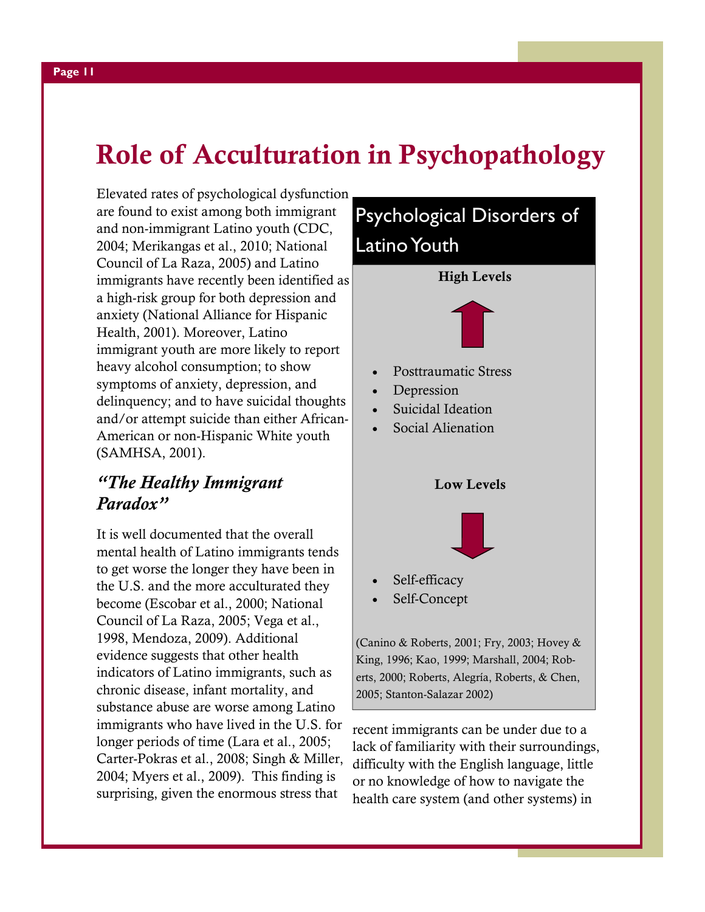# Role of Acculturation in Psychopathology

Elevated rates of psychological dysfunction are found to exist among both immigrant and non-immigrant Latino youth (CDC, 2004; Merikangas et al., 2010; National Council of La Raza, 2005) and Latino immigrants have recently been identified as a high-risk group for both depression and anxiety (National Alliance for Hispanic Health, 2001). Moreover, Latino immigrant youth are more likely to report heavy alcohol consumption; to show symptoms of anxiety, depression, and delinquency; and to have suicidal thoughts and/or attempt suicide than either African-American or non-Hispanic White youth (SAMHSA, 2001).

## *"The Healthy Immigrant Paradox"*

It is well documented that the overall mental health of Latino immigrants tends to get worse the longer they have been in the U.S. and the more acculturated they become (Escobar et al., 2000; National Council of La Raza, 2005; Vega et al., 1998, Mendoza, 2009). Additional evidence suggests that other health indicators of Latino immigrants, such as chronic disease, infant mortality, and substance abuse are worse among Latino immigrants who have lived in the U.S. for longer periods of time (Lara et al., 2005; Carter-Pokras et al., 2008; Singh & Miller, 2004; Myers et al., 2009). This finding is surprising, given the enormous stress that recent immigrants can be under due to a lack of familiarity with their surroundings, difficulty with the English language, little or no knowledge of how to navigate the health care system (and other systems) in

### Psychological Disorders of Latino Youth

**High Levels**

- Posttraumatic Stress
- Depression
- Suicidal Ideation
- Social Alienation

**Low Levels**

- Self-efficacy
- Self-Concept

(Canino & Roberts, 2001; Fry, 2003; Hovey & King, 1996; Kao, 1999; Marshall, 2004; Roberts, 2000; Roberts, Alegría, Roberts, & Chen, 2005; Stanton-Salazar 2002)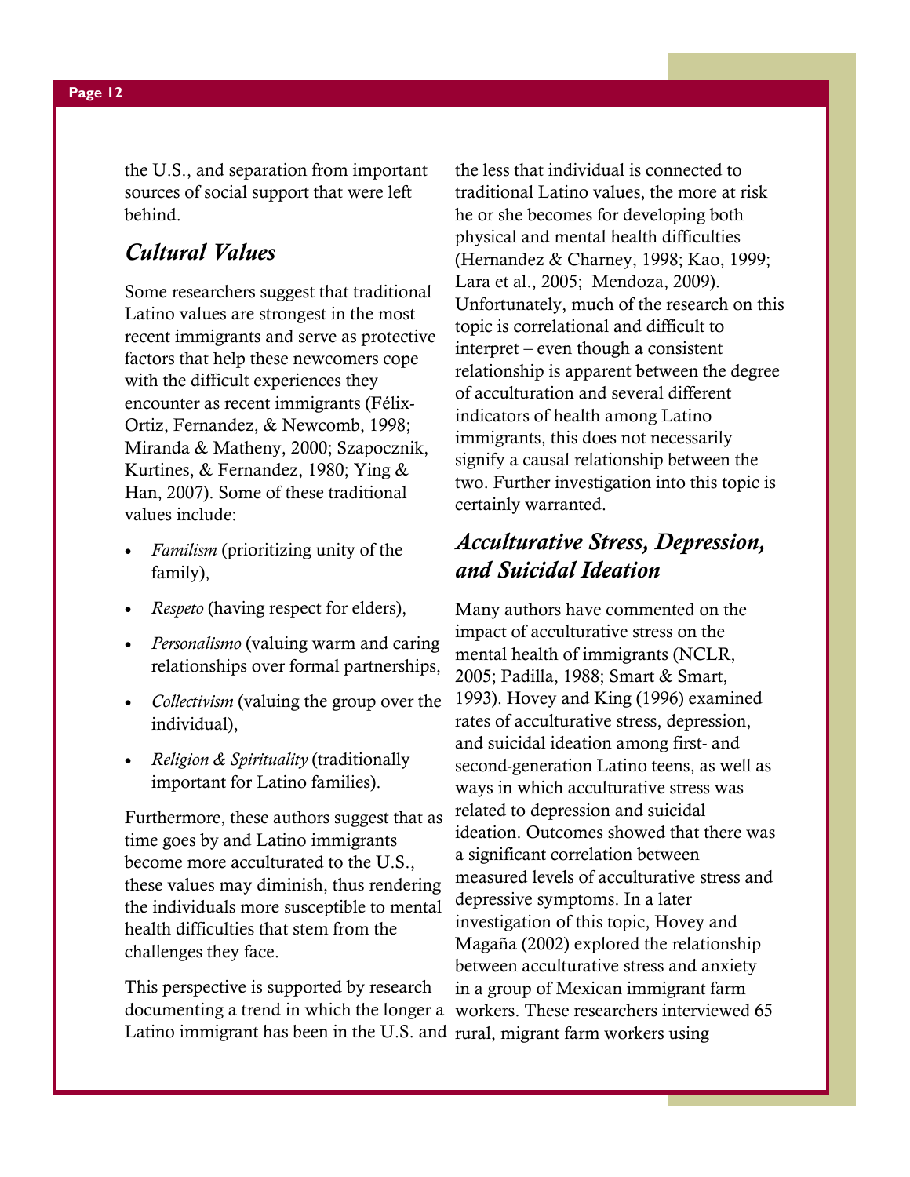the U.S., and separation from important sources of social support that were left behind.

## *Cultural Values*

Some researchers suggest that traditional Latino values are strongest in the most recent immigrants and serve as protective factors that help these newcomers cope with the difficult experiences they encounter as recent immigrants (Félix-Ortiz, Fernandez, & Newcomb, 1998; Miranda & Matheny, 2000; Szapocznik, Kurtines, & Fernandez, 1980; Ying & Han, 2007). Some of these traditional values include:

- *Familism* (prioritizing unity of the family),
- *Respeto* (having respect for elders),
- *Personalismo* (valuing warm and caring relationships over formal partnerships,
- *Collectivism* (valuing the group over the individual),
- *Religion & Spirituality* (traditionally important for Latino families).

Furthermore, these authors suggest that as time goes by and Latino immigrants become more acculturated to the U.S., these values may diminish, thus rendering the individuals more susceptible to mental health difficulties that stem from the challenges they face.

This perspective is supported by research documenting a trend in which the longer a Latino immigrant has been in the U.S. and the less that individual is connected to traditional Latino values, the more at risk he or she becomes for developing both physical and mental health difficulties (Hernandez & Charney, 1998; Kao, 1999; Lara et al., 2005; Mendoza, 2009). Unfortunately, much of the research on this topic is correlational and difficult to interpret – even though a consistent relationship is apparent between the degree of acculturation and several different indicators of health among Latino immigrants, this does not necessarily signify a causal relationship between the two. Further investigation into this topic is certainly warranted.

## *Acculturative Stress, Depression, and Suicidal Ideation*

Many authors have commented on the impact of acculturative stress on the mental health of immigrants (NCLR, 2005; Padilla, 1988; Smart & Smart, 1993). Hovey and King (1996) examined rates of acculturative stress, depression, and suicidal ideation among first- and second-generation Latino teens, as well as ways in which acculturative stress was related to depression and suicidal ideation. Outcomes showed that there was a significant correlation between measured levels of acculturative stress and depressive symptoms. In a later investigation of this topic, Hovey and Magaña (2002) explored the relationship between acculturative stress and anxiety in a group of Mexican immigrant farm workers. These researchers interviewed 65 rural, migrant farm workers using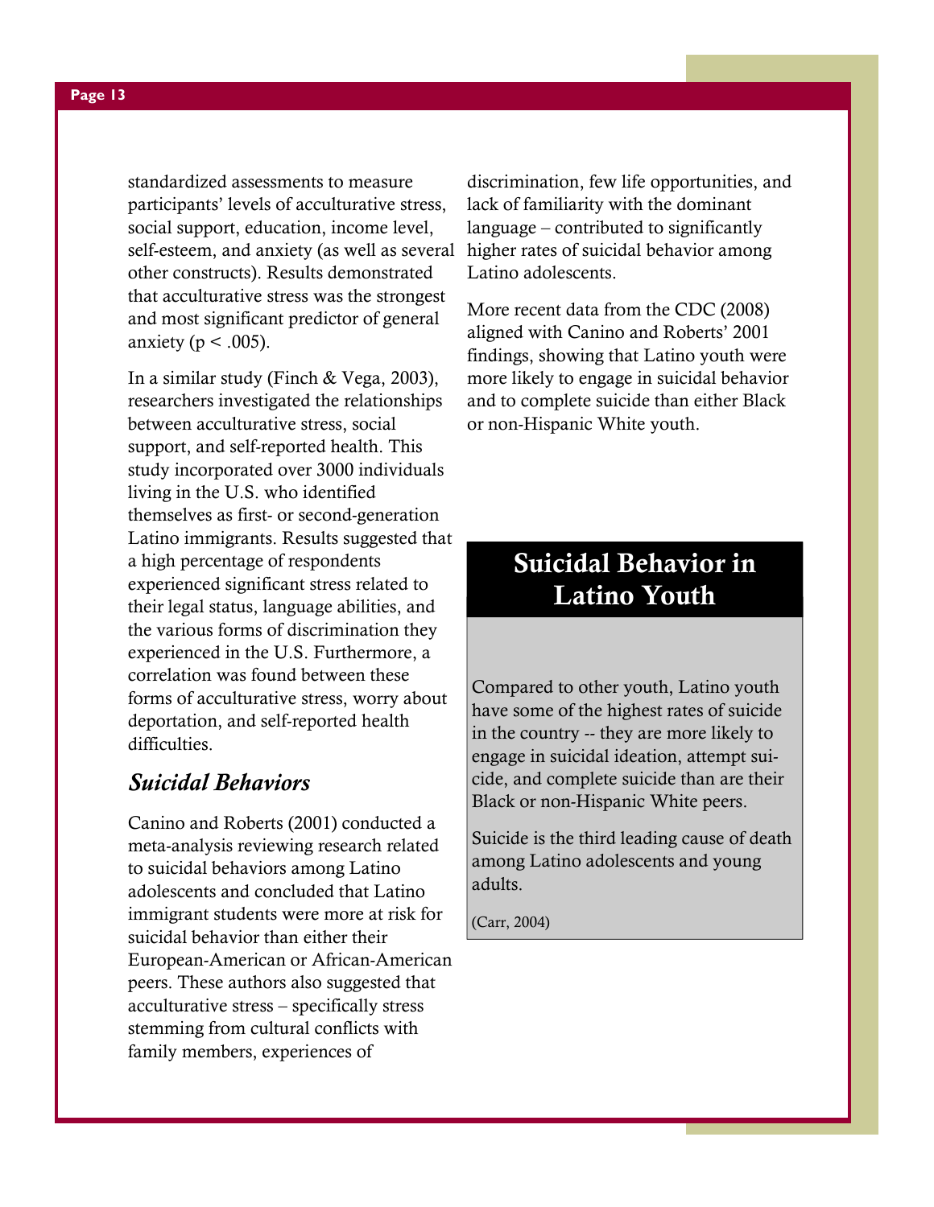standardized assessments to measure participants' levels of acculturative stress, social support, education, income level, self-esteem, and anxiety (as well as several other constructs). Results demonstrated that acculturative stress was the strongest and most significant predictor of general anxiety ($p < .005$).

In a similar study (Finch & Vega, 2003), researchers investigated the relationships between acculturative stress, social support, and self-reported health. This study incorporated over 3000 individuals living in the U.S. who identified themselves as first- or second-generation Latino immigrants. Results suggested that a high percentage of respondents experienced significant stress related to their legal status, language abilities, and the various forms of discrimination they experienced in the U.S. Furthermore, a correlation was found between these forms of acculturative stress, worry about deportation, and self-reported health difficulties.

### *Suicidal Behaviors*

Canino and Roberts (2001) conducted a meta-analysis reviewing research related to suicidal behaviors among Latino adolescents and concluded that Latino immigrant students were more at risk for suicidal behavior than either their European-American or African-American peers. These authors also suggested that acculturative stress – specifically stress stemming from cultural conflicts with family members, experiences of discrimination, few life opportunities, and lack of familiarity with the dominant language – contributed to significantly higher rates of suicidal behavior among Latino adolescents.

More recent data from the CDC (2008) aligned with Canino and Roberts' 2001 findings, showing that Latino youth were more likely to engage in suicidal behavior and to complete suicide than either Black or non-Hispanic White youth.

## Suicidal Behavior in Latino Youth

Compared to other youth, Latino youth have some of the highest rates of suicide in the country -- they are more likely to engage in suicidal ideation, attempt suicide, and complete suicide than are their Black or non-Hispanic White peers.

Suicide is the third leading cause of death among Latino adolescents and young adults.

(Carr, 2004)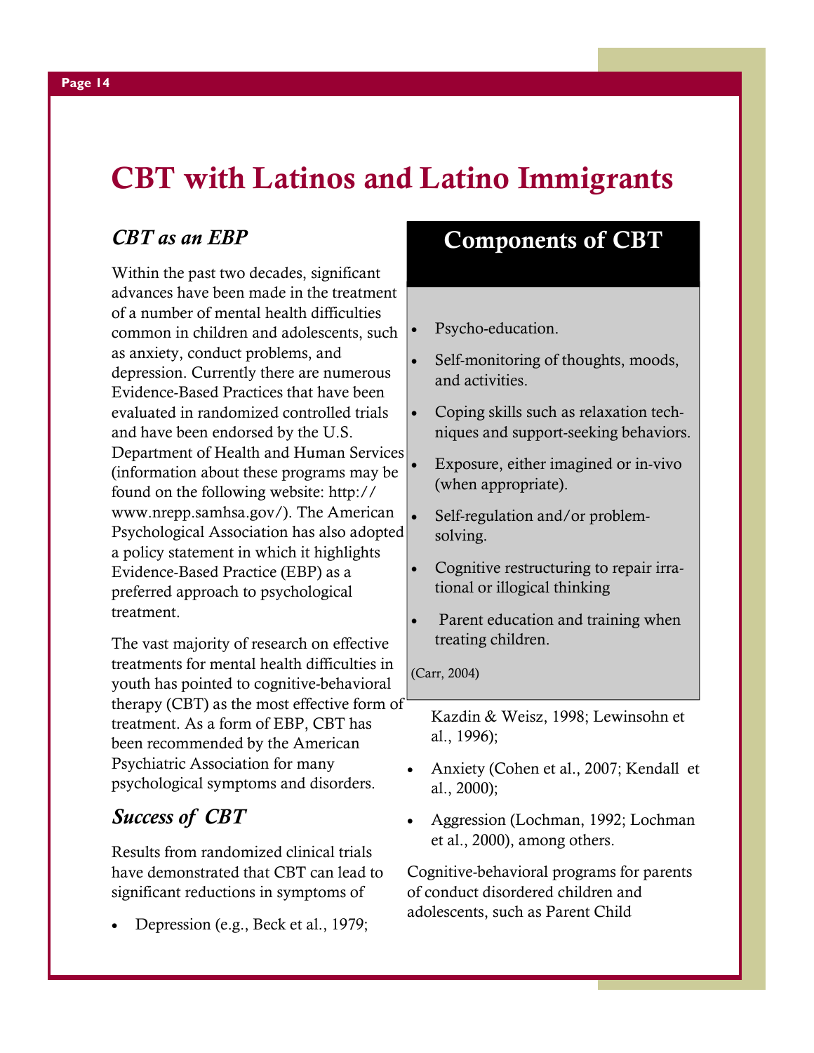# CBT with Latinos and Latino Immigrants

## *CBT as an EBP*

Within the past two decades, significant advances have been made in the treatment of a number of mental health difficulties common in children and adolescents, such as anxiety, conduct problems, and depression. Currently there are numerous Evidence-Based Practices that have been evaluated in randomized controlled trials and have been endorsed by the U.S. Department of Health and Human Services (information about these programs may be found on the following website: http://www.nrepp.samhsa.gov/). The American Psychological Association has also adopted a policy statement in which it highlights Evidence-Based Practice (EBP) as a preferred approach to psychological treatment.

The vast majority of research on effective treatments for mental health difficulties in youth has pointed to cognitive-behavioral therapy (CBT) as the most effective form of treatment. As a form of EBP, CBT has been recommended by the American Psychiatric Association for many psychological symptoms and disorders.

## *Success of CBT*

Results from randomized clinical trials have demonstrated that CBT can lead to significant reductions in symptoms of

- Depression (e.g., Beck et al., 1979; Kazdin & Weisz, 1998; Lewinsohn et al., 1996);
- Anxiety (Cohen et al., 2007; Kendall et al., 2000);
- Aggression (Lochman, 1992; Lochman et al., 2000), among others.

Cognitive-behavioral programs for parents of conduct disordered children and adolescents, such as Parent Child

## Components of CBT

- Psycho-education.
- Self-monitoring of thoughts, moods, and activities.
- Coping skills such as relaxation techniques and support-seeking behaviors.
- Exposure, either imagined or in-vivo (when appropriate).
- Self-regulation and/or problem-solving.
- Cognitive restructuring to repair irrational or illogical thinking
- Parent education and training when treating children.

(Carr, 2004)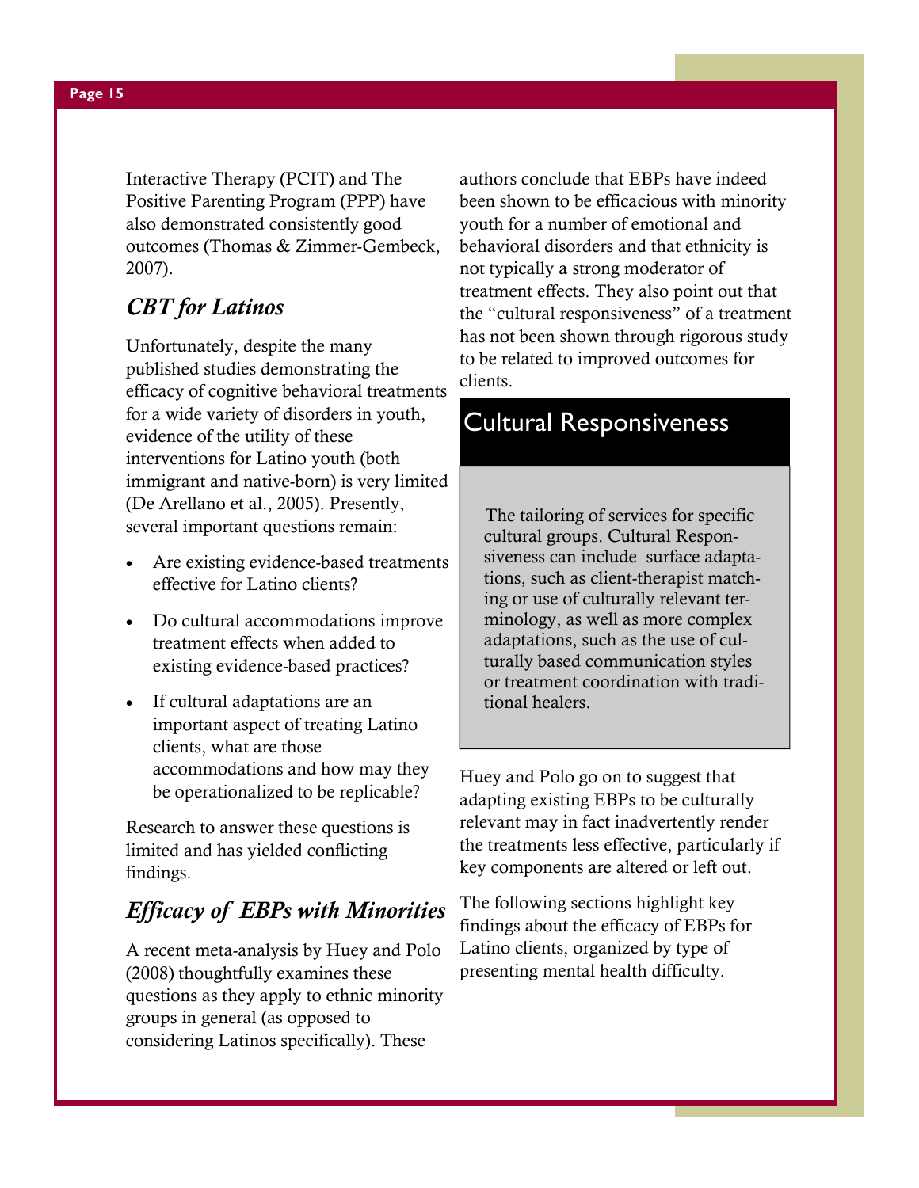Interactive Therapy (PCIT) and The Positive Parenting Program (PPP) have also demonstrated consistently good outcomes (Thomas & Zimmer-Gembeck, 2007).

## *CBT for Latinos*

Unfortunately, despite the many published studies demonstrating the efficacy of cognitive behavioral treatments for a wide variety of disorders in youth, evidence of the utility of these interventions for Latino youth (both immigrant and native-born) is very limited (De Arellano et al., 2005). Presently, several important questions remain:

- Are existing evidence-based treatments effective for Latino clients?
- Do cultural accommodations improve treatment effects when added to existing evidence-based practices?
- If cultural adaptations are an important aspect of treating Latino clients, what are those accommodations and how may they be operationalized to be replicable?

Research to answer these questions is limited and has yielded conflicting findings.

## *Efficacy of EBPs with Minorities*

A recent meta-analysis by Huey and Polo (2008) thoughtfully examines these questions as they apply to ethnic minority groups in general (as opposed to considering Latinos specifically). These authors conclude that EBPs have indeed been shown to be efficacious with minority youth for a number of emotional and behavioral disorders and that ethnicity is not typically a strong moderator of treatment effects. They also point out that the "cultural responsiveness" of a treatment has not been shown through rigorous study to be related to improved outcomes for clients.

### Cultural Responsiveness

The tailoring of services for specific cultural groups. Cultural Responsiveness can include surface adaptations, such as client-therapist matching or use of culturally relevant terminology, as well as more complex adaptations, such as the use of culturally based communication styles or treatment coordination with traditional healers.

Huey and Polo go on to suggest that adapting existing EBPs to be culturally relevant may in fact inadvertently render the treatments less effective, particularly if key components are altered or left out.

The following sections highlight key findings about the efficacy of EBPs for Latino clients, organized by type of presenting mental health difficulty.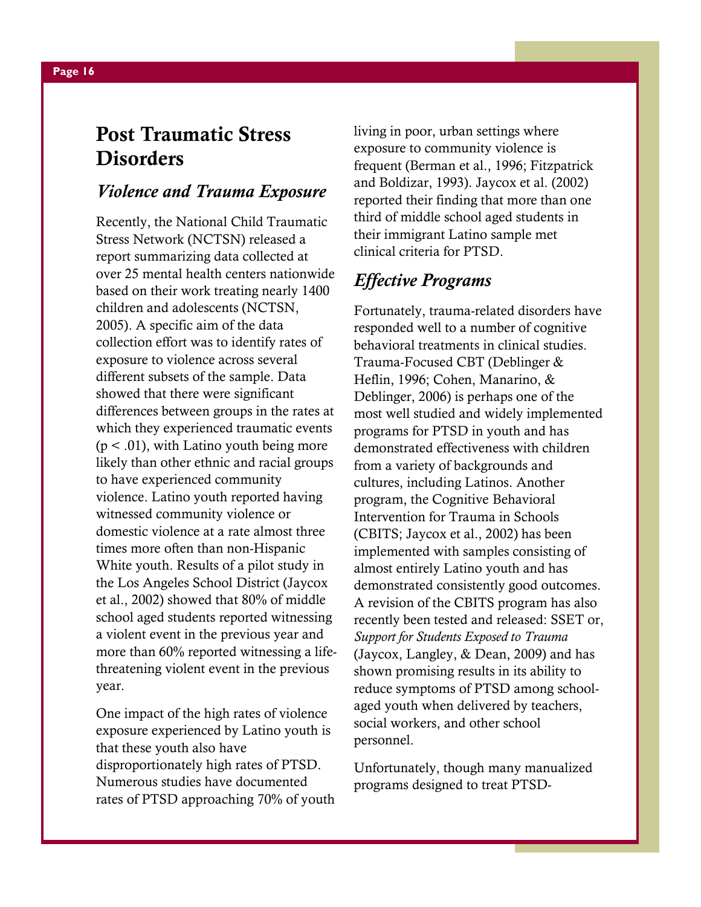# Post Traumatic Stress Disorders

## *Violence and Trauma Exposure*

Recently, the National Child Traumatic Stress Network (NCTSN) released a report summarizing data collected at over 25 mental health centers nationwide based on their work treating nearly 1400 children and adolescents (NCTSN, 2005). A specific aim of the data collection effort was to identify rates of exposure to violence across several different subsets of the sample. Data showed that there were significant differences between groups in the rates at which they experienced traumatic events ($p < .01$), with Latino youth being more likely than other ethnic and racial groups to have experienced community violence. Latino youth reported having witnessed community violence or domestic violence at a rate almost three times more often than non-Hispanic White youth. Results of a pilot study in the Los Angeles School District (Jaycox et al., 2002) showed that 80% of middle school aged students reported witnessing a violent event in the previous year and more than 60% reported witnessing a life-threatening violent event in the previous year.

One impact of the high rates of violence exposure experienced by Latino youth is that these youth also have disproportionately high rates of PTSD. Numerous studies have documented rates of PTSD approaching 70% of youth living in poor, urban settings where exposure to community violence is frequent (Berman et al., 1996; Fitzpatrick and Boldizar, 1993). Jaycox et al. (2002) reported their finding that more than one third of middle school aged students in their immigrant Latino sample met clinical criteria for PTSD.

## *Effective Programs*

Fortunately, trauma-related disorders have responded well to a number of cognitive behavioral treatments in clinical studies. Trauma-Focused CBT (Deblinger & Heflin, 1996; Cohen, Manarino, & Deblinger, 2006) is perhaps one of the most well studied and widely implemented programs for PTSD in youth and has demonstrated effectiveness with children from a variety of backgrounds and cultures, including Latinos. Another program, the Cognitive Behavioral Intervention for Trauma in Schools (CBITS; Jaycox et al., 2002) has been implemented with samples consisting of almost entirely Latino youth and has demonstrated consistently good outcomes. A revision of the CBITS program has also recently been tested and released: SSET or, *Support for Students Exposed to Trauma* (Jaycox, Langley, & Dean, 2009) and has shown promising results in its ability to reduce symptoms of PTSD among school-aged youth when delivered by teachers, social workers, and other school personnel.

Unfortunately, though many manualized programs designed to treat PTSD-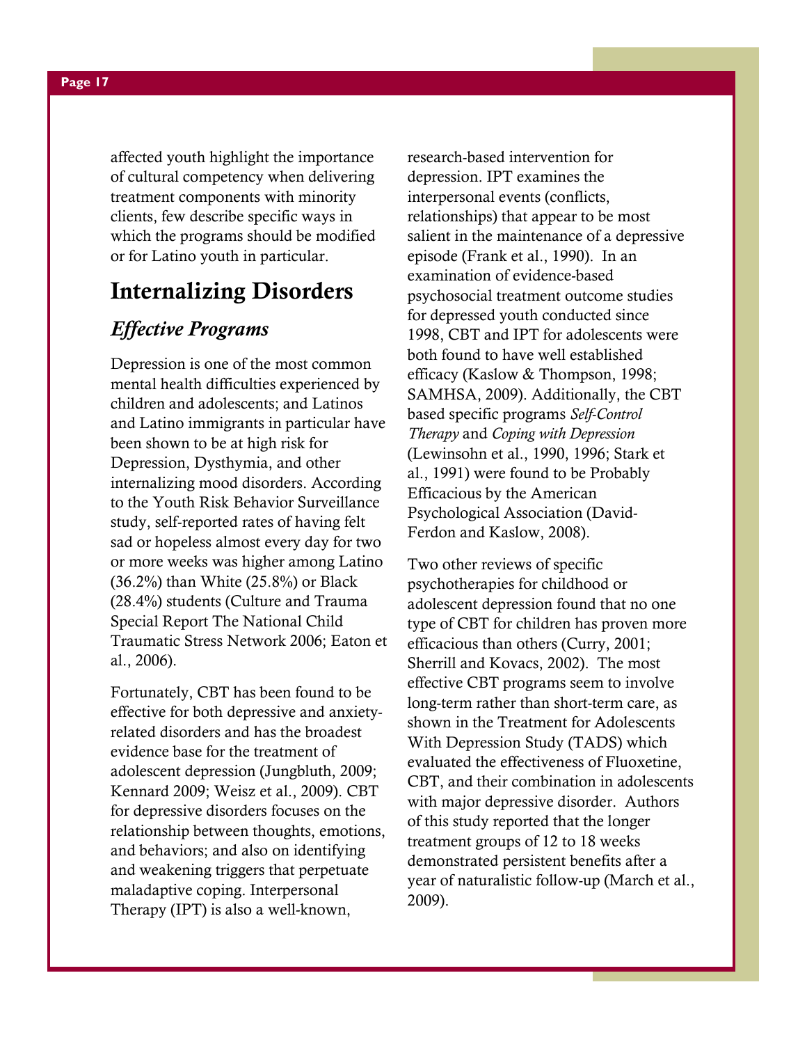affected youth highlight the importance of cultural competency when delivering treatment components with minority clients, few describe specific ways in which the programs should be modified or for Latino youth in particular.

# Internalizing Disorders

## *Effective Programs*

Depression is one of the most common mental health difficulties experienced by children and adolescents; and Latinos and Latino immigrants in particular have been shown to be at high risk for Depression, Dysthymia, and other internalizing mood disorders. According to the Youth Risk Behavior Surveillance study, self-reported rates of having felt sad or hopeless almost every day for two or more weeks was higher among Latino (36.2%) than White (25.8%) or Black (28.4%) students (Culture and Trauma Special Report The National Child Traumatic Stress Network 2006; Eaton et al., 2006).

Fortunately, CBT has been found to be effective for both depressive and anxiety-related disorders and has the broadest evidence base for the treatment of adolescent depression (Jungbluth, 2009; Kennard 2009; Weisz et al., 2009). CBT for depressive disorders focuses on the relationship between thoughts, emotions, and behaviors; and also on identifying and weakening triggers that perpetuate maladaptive coping. Interpersonal Therapy (IPT) is also a well-known, research-based intervention for depression. IPT examines the interpersonal events (conflicts, relationships) that appear to be most salient in the maintenance of a depressive episode (Frank et al., 1990). In an examination of evidence-based psychosocial treatment outcome studies for depressed youth conducted since 1998, CBT and IPT for adolescents were both found to have well established efficacy (Kaslow & Thompson, 1998; SAMHSA, 2009). Additionally, the CBT based specific programs *Self-Control Therapy* and *Coping with Depression* (Lewinsohn et al., 1990, 1996; Stark et al., 1991) were found to be Probably Efficacious by the American Psychological Association (David-Ferdon and Kaslow, 2008).

Two other reviews of specific psychotherapies for childhood or adolescent depression found that no one type of CBT for children has proven more efficacious than others (Curry, 2001; Sherrill and Kovacs, 2002). The most effective CBT programs seem to involve long-term rather than short-term care, as shown in the Treatment for Adolescents With Depression Study (TADS) which evaluated the effectiveness of Fluoxetine, CBT, and their combination in adolescents with major depressive disorder. Authors of this study reported that the longer treatment groups of 12 to 18 weeks demonstrated persistent benefits after a year of naturalistic follow-up (March et al., 2009).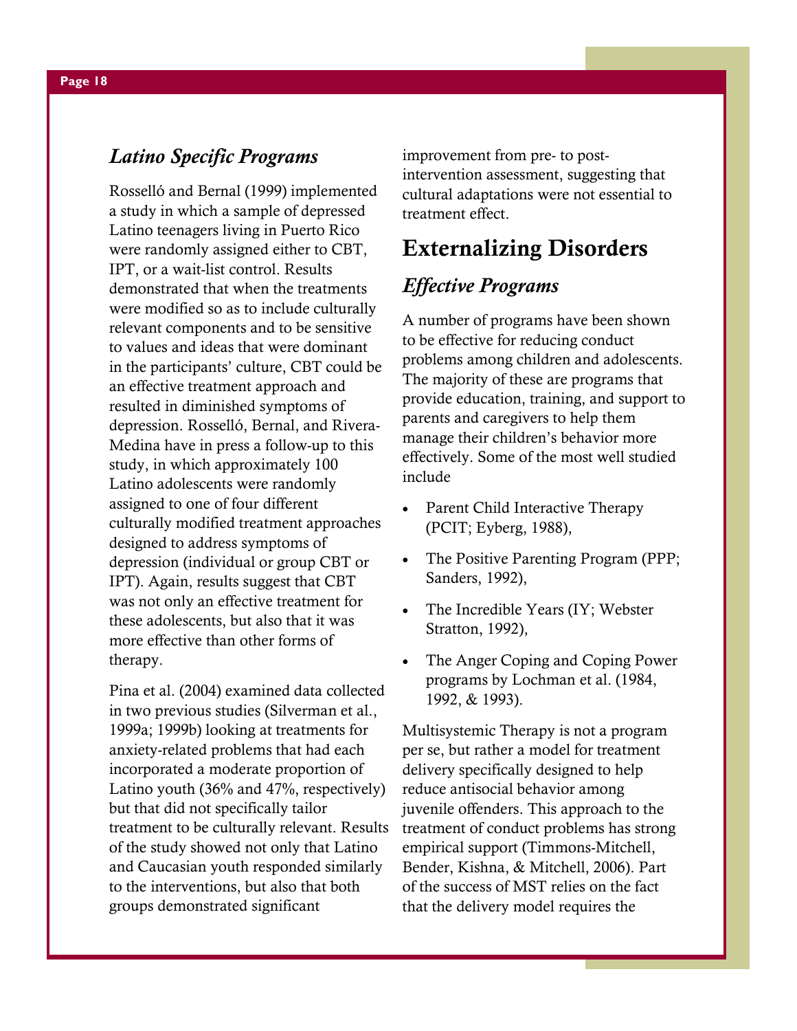### *Latino Specific Programs*

Rosselló and Bernal (1999) implemented a study in which a sample of depressed Latino teenagers living in Puerto Rico were randomly assigned either to CBT, IPT, or a wait-list control. Results demonstrated that when the treatments were modified so as to include culturally relevant components and to be sensitive to values and ideas that were dominant in the participants' culture, CBT could be an effective treatment approach and resulted in diminished symptoms of depression. Rosselló, Bernal, and Rivera-Medina have in press a follow-up to this study, in which approximately 100 Latino adolescents were randomly assigned to one of four different culturally modified treatment approaches designed to address symptoms of depression (individual or group CBT or IPT). Again, results suggest that CBT was not only an effective treatment for these adolescents, but also that it was more effective than other forms of therapy.

Pina et al. (2004) examined data collected in two previous studies (Silverman et al., 1999a; 1999b) looking at treatments for anxiety-related problems that had each incorporated a moderate proportion of Latino youth (36% and 47%, respectively) but that did not specifically tailor treatment to be culturally relevant. Results of the study showed not only that Latino and Caucasian youth responded similarly to the interventions, but also that both groups demonstrated significant improvement from pre- to post-intervention assessment, suggesting that cultural adaptations were not essential to treatment effect.

## Externalizing Disorders

### *Effective Programs*

A number of programs have been shown to be effective for reducing conduct problems among children and adolescents. The majority of these are programs that provide education, training, and support to parents and caregivers to help them manage their children's behavior more effectively. Some of the most well studied include

- Parent Child Interactive Therapy (PCIT; Eyberg, 1988),
- The Positive Parenting Program (PPP; Sanders, 1992),
- The Incredible Years (IY; Webster Stratton, 1992),
- The Anger Coping and Coping Power programs by Lochman et al. (1984, 1992, & 1993).

Multisystemic Therapy is not a program per se, but rather a model for treatment delivery specifically designed to help reduce antisocial behavior among juvenile offenders. This approach to the treatment of conduct problems has strong empirical support (Timmons-Mitchell, Bender, Kishna, & Mitchell, 2006). Part of the success of MST relies on the fact that the delivery model requires the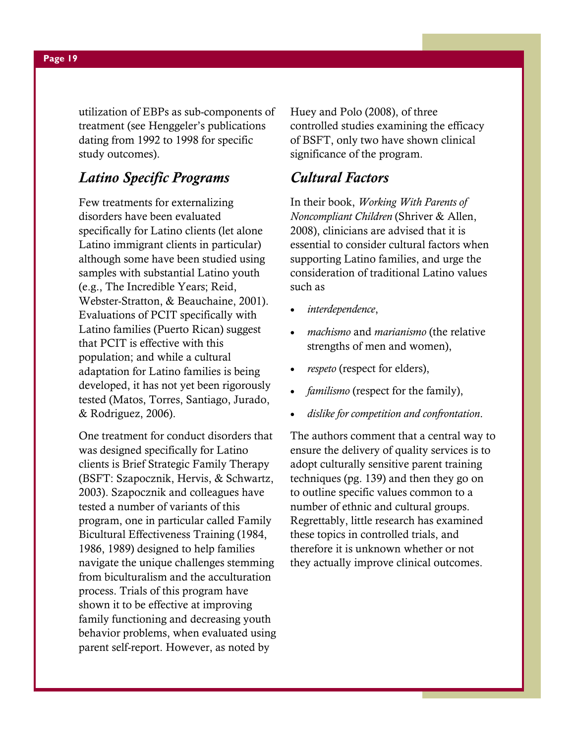utilization of EBPs as sub-components of treatment (see Henggeler's publications dating from 1992 to 1998 for specific study outcomes).

## *Latino Specific Programs*

Few treatments for externalizing disorders have been evaluated specifically for Latino clients (let alone Latino immigrant clients in particular) although some have been studied using samples with substantial Latino youth (e.g., The Incredible Years; Reid, Webster-Stratton, & Beauchaine, 2001). Evaluations of PCIT specifically with Latino families (Puerto Rican) suggest that PCIT is effective with this population; and while a cultural adaptation for Latino families is being developed, it has not yet been rigorously tested (Matos, Torres, Santiago, Jurado, & Rodriguez, 2006).

One treatment for conduct disorders that was designed specifically for Latino clients is Brief Strategic Family Therapy (BSFT: Szapocznik, Hervis, & Schwartz, 2003). Szapocznik and colleagues have tested a number of variants of this program, one in particular called Family Bicultural Effectiveness Training (1984, 1986, 1989) designed to help families navigate the unique challenges stemming from biculturalism and the acculturation process. Trials of this program have shown it to be effective at improving family functioning and decreasing youth behavior problems, when evaluated using parent self-report. However, as noted by Huey and Polo (2008), of three controlled studies examining the efficacy of BSFT, only two have shown clinical significance of the program.

## *Cultural Factors*

In their book, *Working With Parents of Noncompliant Children* (Shriver & Allen, 2008), clinicians are advised that it is essential to consider cultural factors when supporting Latino families, and urge the consideration of traditional Latino values such as

- *interdependence*,
- *machismo* and *marianismo* (the relative strengths of men and women),
- *respeto* (respect for elders),
- *familismo* (respect for the family),
- *dislike for competition and confrontation*.

The authors comment that a central way to ensure the delivery of quality services is to adopt culturally sensitive parent training techniques (pg. 139) and then they go on to outline specific values common to a number of ethnic and cultural groups. Regrettably, little research has examined these topics in controlled trials, and therefore it is unknown whether or not they actually improve clinical outcomes.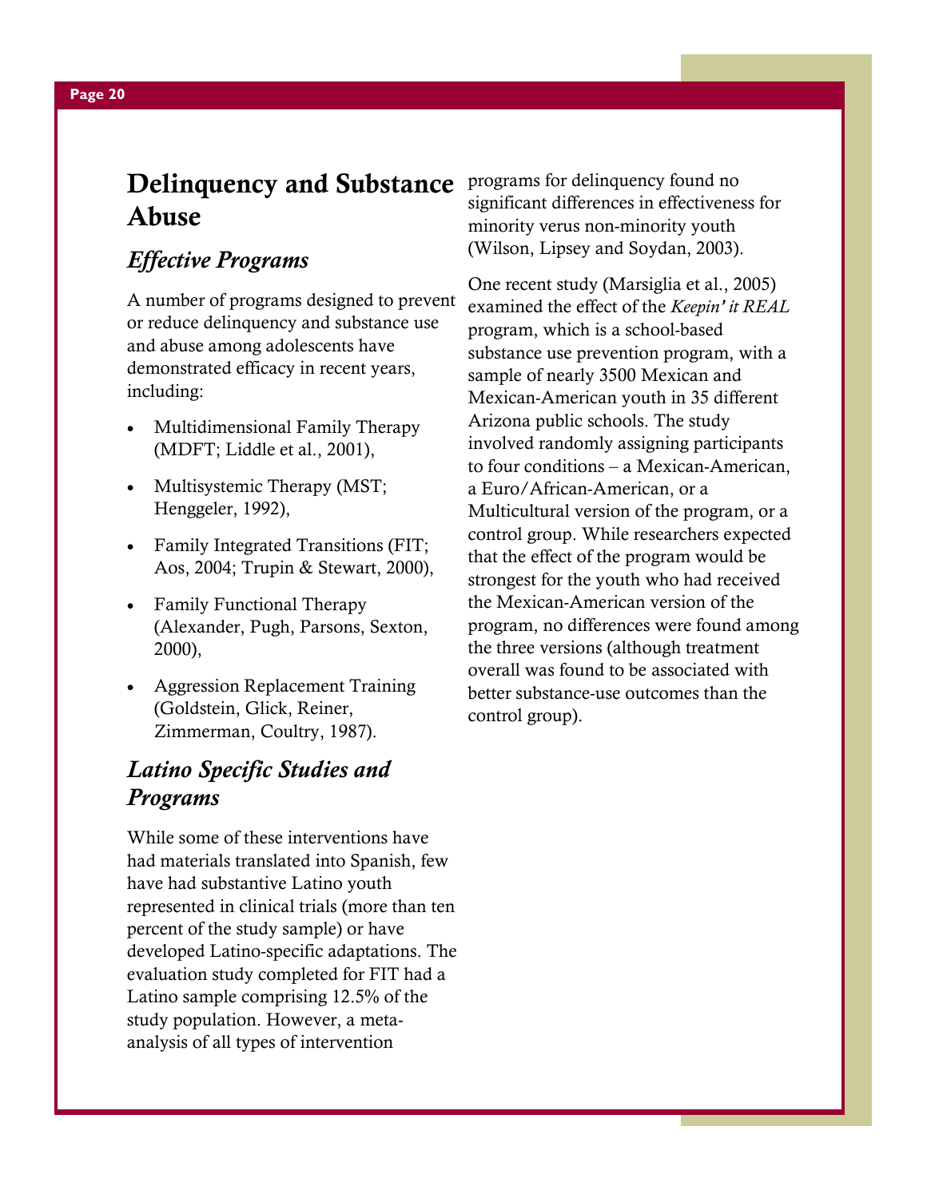# Delinquency and Substance Abuse

## *Effective Programs*

A number of programs designed to prevent or reduce delinquency and substance use and abuse among adolescents have demonstrated efficacy in recent years, including:

- Multidimensional Family Therapy (MDFT; Liddle et al., 2001),
- Multisystemic Therapy (MST; Henggeler, 1992),
- Family Integrated Transitions (FIT; Aos, 2004; Trupin & Stewart, 2000),
- Family Functional Therapy (Alexander, Pugh, Parsons, Sexton, 2000),
- Aggression Replacement Training (Goldstein, Glick, Reiner, Zimmerman, Coultry, 1987).

## *Latino Specific Studies and Programs*

While some of these interventions have had materials translated into Spanish, few have had substantive Latino youth represented in clinical trials (more than ten percent of the study sample) or have developed Latino-specific adaptations. The evaluation study completed for FIT had a Latino sample comprising 12.5% of the study population. However, a meta-analysis of all types of intervention programs for delinquency found no significant differences in effectiveness for minority verus non-minority youth (Wilson, Lipsey and Soydan, 2003).

One recent study (Marsiglia et al., 2005) examined the effect of the *Keepin' it REAL* program, which is a school-based substance use prevention program, with a sample of nearly 3500 Mexican and Mexican-American youth in 35 different Arizona public schools. The study involved randomly assigning participants to four conditions – a Mexican-American, a Euro/African-American, or a Multicultural version of the program, or a control group. While researchers expected that the effect of the program would be strongest for the youth who had received the Mexican-American version of the program, no differences were found among the three versions (although treatment overall was found to be associated with better substance-use outcomes than the control group).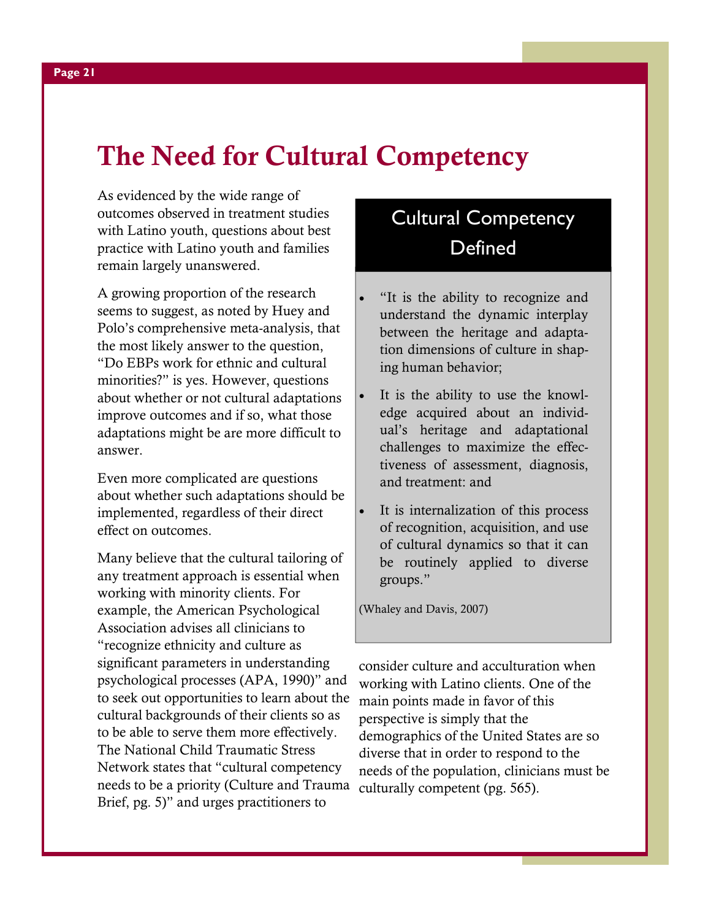# The Need for Cultural Competency

As evidenced by the wide range of outcomes observed in treatment studies with Latino youth, questions about best practice with Latino youth and families remain largely unanswered.

A growing proportion of the research seems to suggest, as noted by Huey and Polo's comprehensive meta-analysis, that the most likely answer to the question, "Do EBPs work for ethnic and cultural minorities?" is yes. However, questions about whether or not cultural adaptations improve outcomes and if so, what those adaptations might be are more difficult to answer.

Even more complicated are questions about whether such adaptations should be implemented, regardless of their direct effect on outcomes.

Many believe that the cultural tailoring of any treatment approach is essential when working with minority clients. For example, the American Psychological Association advises all clinicians to "recognize ethnicity and culture as significant parameters in understanding psychological processes (APA, 1990)" and to seek out opportunities to learn about the cultural backgrounds of their clients so as to be able to serve them more effectively. The National Child Traumatic Stress Network states that "cultural competency needs to be a priority (Culture and Trauma Brief, pg. 5)" and urges practitioners to consider culture and acculturation when working with Latino clients. One of the main points made in favor of this perspective is simply that the demographics of the United States are so diverse that in order to respond to the needs of the population, clinicians must be culturally competent (pg. 565).

## Cultural Competency Defined

- "It is the ability to recognize and understand the dynamic interplay between the heritage and adaptation dimensions of culture in shaping human behavior;
- It is the ability to use the knowledge acquired about an individual's heritage and adaptational challenges to maximize the effectiveness of assessment, diagnosis, and treatment: and
- It is internalization of this process of recognition, acquisition, and use of cultural dynamics so that it can be routinely applied to diverse groups."

(Whaley and Davis, 2007)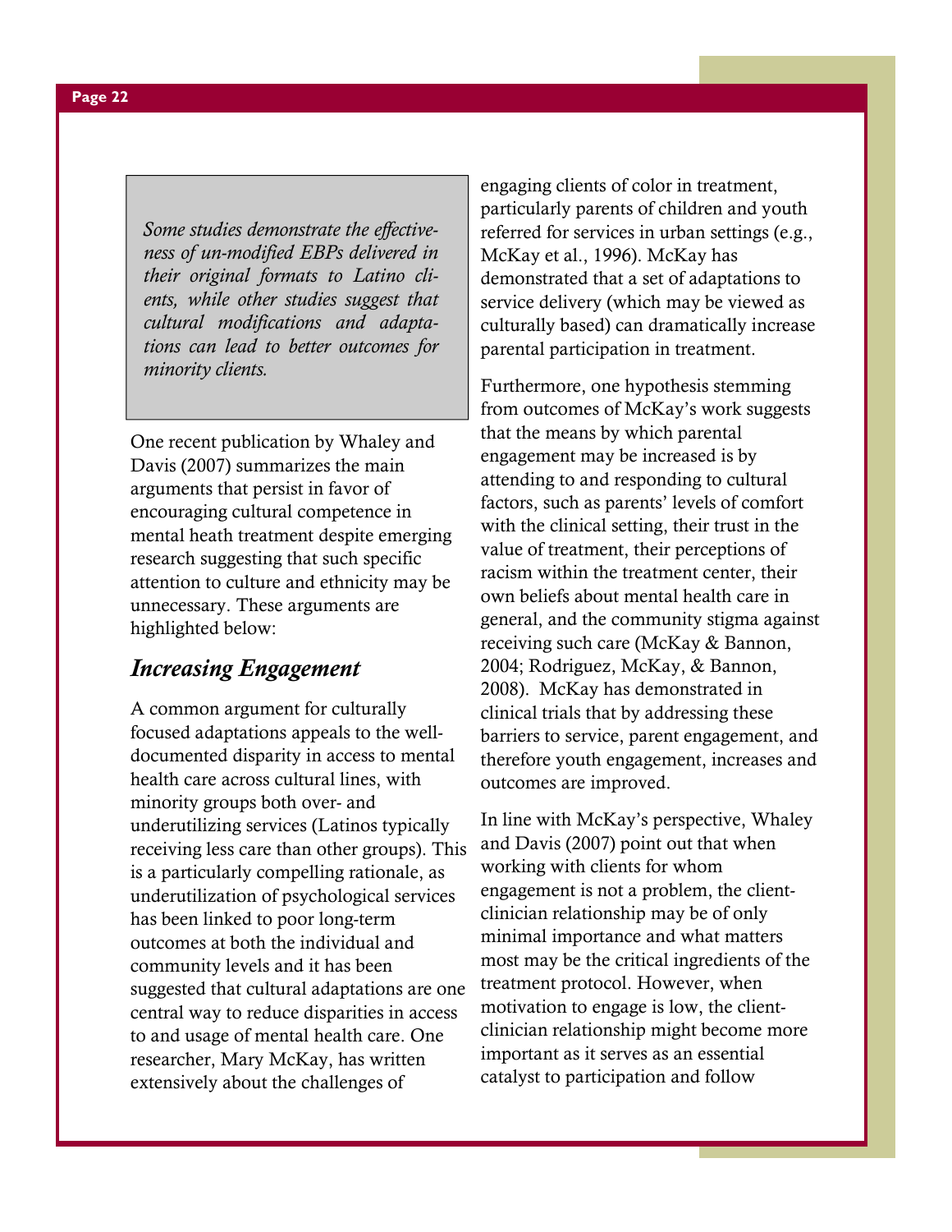> *Some studies demonstrate the effectiveness of un-modified EBPs delivered in their original formats to Latino clients, while other studies suggest that cultural modifications and adaptations can lead to better outcomes for minority clients.*

One recent publication by Whaley and Davis (2007) summarizes the main arguments that persist in favor of encouraging cultural competence in mental heath treatment despite emerging research suggesting that such specific attention to culture and ethnicity may be unnecessary. These arguments are highlighted below:

## *Increasing Engagement*

A common argument for culturally focused adaptations appeals to the well-documented disparity in access to mental health care across cultural lines, with minority groups both over- and underutilizing services (Latinos typically receiving less care than other groups). This is a particularly compelling rationale, as underutilization of psychological services has been linked to poor long-term outcomes at both the individual and community levels and it has been suggested that cultural adaptations are one central way to reduce disparities in access to and usage of mental health care. One researcher, Mary McKay, has written extensively about the challenges of engaging clients of color in treatment, particularly parents of children and youth referred for services in urban settings (e.g., McKay et al., 1996). McKay has demonstrated that a set of adaptations to service delivery (which may be viewed as culturally based) can dramatically increase parental participation in treatment.

Furthermore, one hypothesis stemming from outcomes of McKay's work suggests that the means by which parental engagement may be increased is by attending to and responding to cultural factors, such as parents' levels of comfort with the clinical setting, their trust in the value of treatment, their perceptions of racism within the treatment center, their own beliefs about mental health care in general, and the community stigma against receiving such care (McKay & Bannon, 2004; Rodriguez, McKay, & Bannon, 2008). McKay has demonstrated in clinical trials that by addressing these barriers to service, parent engagement, and therefore youth engagement, increases and outcomes are improved.

In line with McKay's perspective, Whaley and Davis (2007) point out that when working with clients for whom engagement is not a problem, the client-clinician relationship may be of only minimal importance and what matters most may be the critical ingredients of the treatment protocol. However, when motivation to engage is low, the client-clinician relationship might become more important as it serves as an essential catalyst to participation and follow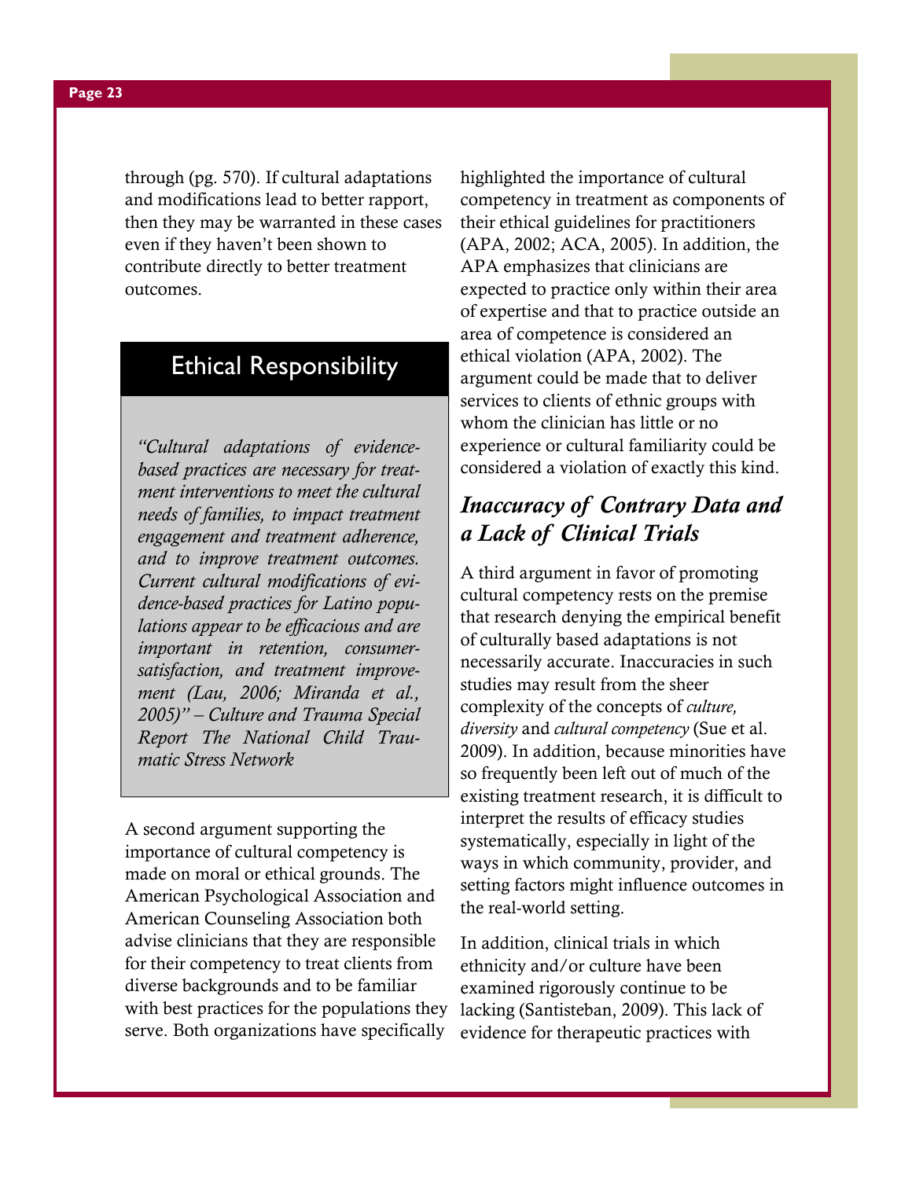through (pg. 570). If cultural adaptations and modifications lead to better rapport, then they may be warranted in these cases even if they haven't been shown to contribute directly to better treatment outcomes.

## Ethical Responsibility

*"Cultural adaptations of evidence-based practices are necessary for treatment interventions to meet the cultural needs of families, to impact treatment engagement and treatment adherence, and to improve treatment outcomes. Current cultural modifications of evidence-based practices for Latino populations appear to be efficacious and are important in retention, consumer-satisfaction, and treatment improvement (Lau, 2006; Miranda et al., 2005)" – Culture and Trauma Special Report The National Child Traumatic Stress Network*

A second argument supporting the importance of cultural competency is made on moral or ethical grounds. The American Psychological Association and American Counseling Association both advise clinicians that they are responsible for their competency to treat clients from diverse backgrounds and to be familiar with best practices for the populations they serve. Both organizations have specifically highlighted the importance of cultural competency in treatment as components of their ethical guidelines for practitioners (APA, 2002; ACA, 2005). In addition, the APA emphasizes that clinicians are expected to practice only within their area of expertise and that to practice outside an area of competence is considered an ethical violation (APA, 2002). The argument could be made that to deliver services to clients of ethnic groups with whom the clinician has little or no experience or cultural familiarity could be considered a violation of exactly this kind.

## *Inaccuracy of Contrary Data and a Lack of Clinical Trials*

A third argument in favor of promoting cultural competency rests on the premise that research denying the empirical benefit of culturally based adaptations is not necessarily accurate. Inaccuracies in such studies may result from the sheer complexity of the concepts of *culture, diversity* and *cultural competency* (Sue et al. 2009). In addition, because minorities have so frequently been left out of much of the existing treatment research, it is difficult to interpret the results of efficacy studies systematically, especially in light of the ways in which community, provider, and setting factors might influence outcomes in the real-world setting.

In addition, clinical trials in which ethnicity and/or culture have been examined rigorously continue to be lacking (Santisteban, 2009). This lack of evidence for therapeutic practices with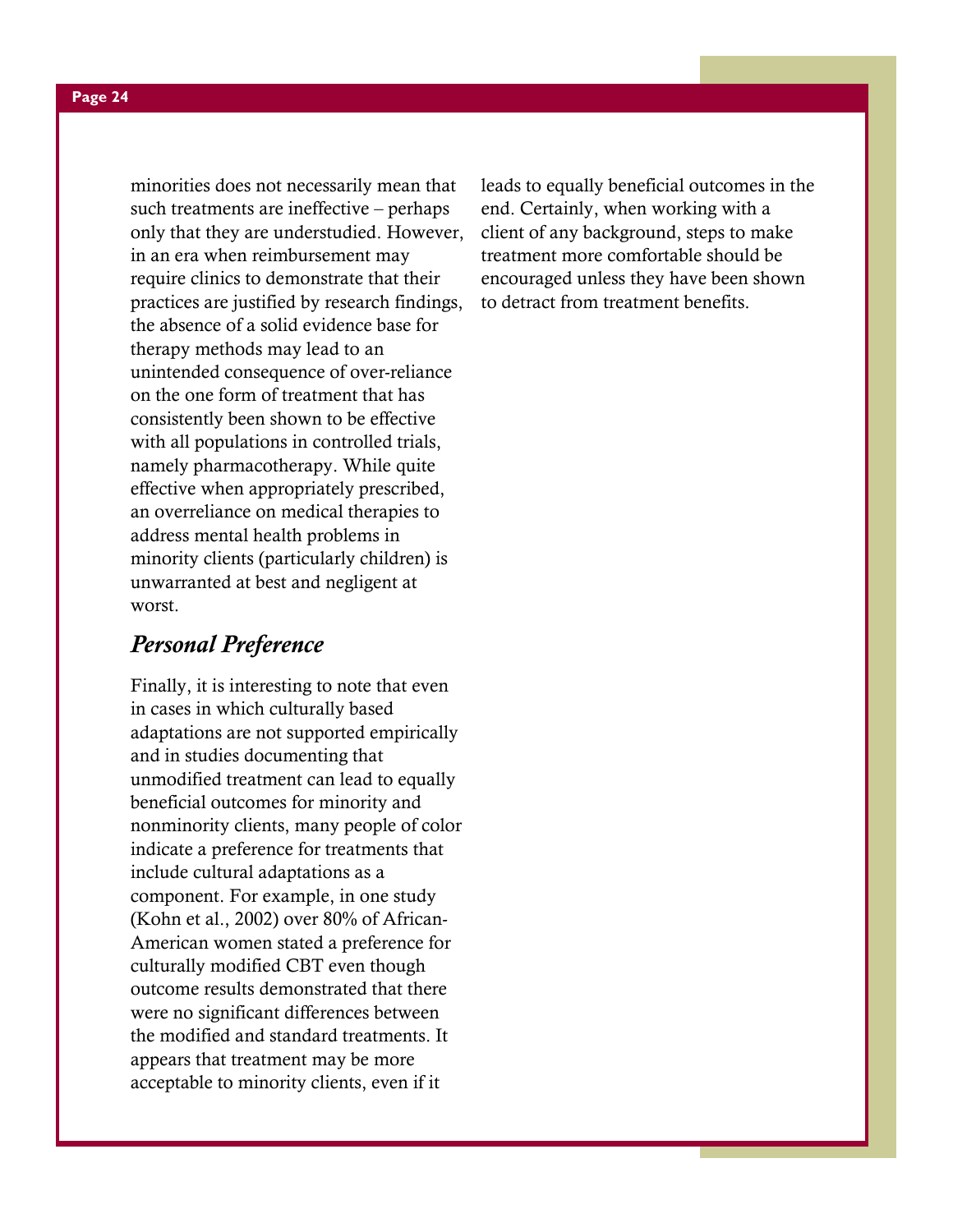minorities does not necessarily mean that such treatments are ineffective – perhaps only that they are understudied. However, in an era when reimbursement may require clinics to demonstrate that their practices are justified by research findings, the absence of a solid evidence base for therapy methods may lead to an unintended consequence of over-reliance on the one form of treatment that has consistently been shown to be effective with all populations in controlled trials, namely pharmacotherapy. While quite effective when appropriately prescribed, an overreliance on medical therapies to address mental health problems in minority clients (particularly children) is unwarranted at best and negligent at worst.

### *Personal Preference*

Finally, it is interesting to note that even in cases in which culturally based adaptations are not supported empirically and in studies documenting that unmodified treatment can lead to equally beneficial outcomes for minority and nonminority clients, many people of color indicate a preference for treatments that include cultural adaptations as a component. For example, in one study (Kohn et al., 2002) over 80% of African-American women stated a preference for culturally modified CBT even though outcome results demonstrated that there were no significant differences between the modified and standard treatments. It appears that treatment may be more acceptable to minority clients, even if it leads to equally beneficial outcomes in the end. Certainly, when working with a client of any background, steps to make treatment more comfortable should be encouraged unless they have been shown to detract from treatment benefits.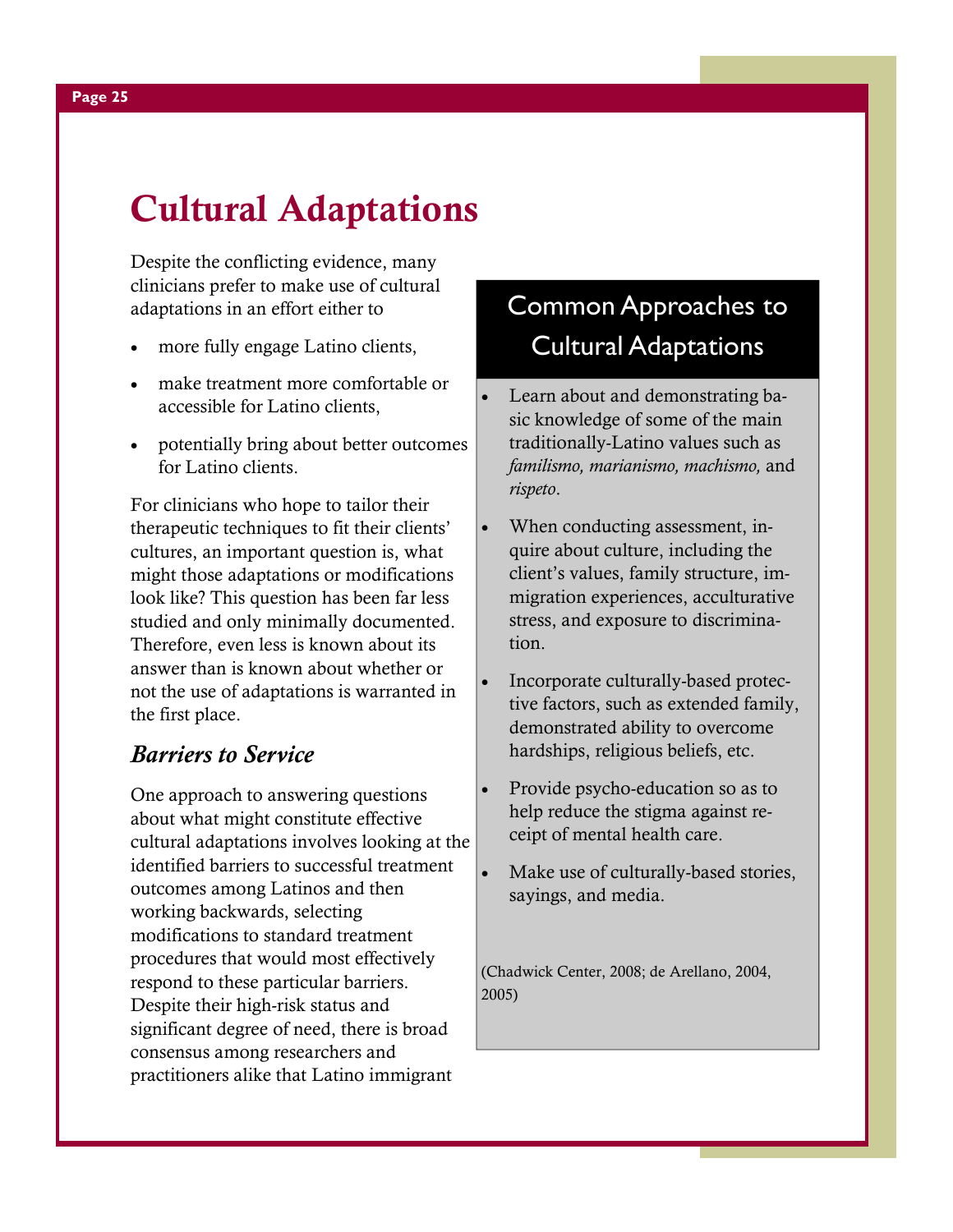# Cultural Adaptations

Despite the conflicting evidence, many clinicians prefer to make use of cultural adaptations in an effort either to

- more fully engage Latino clients,
- make treatment more comfortable or accessible for Latino clients,
- potentially bring about better outcomes for Latino clients.

For clinicians who hope to tailor their therapeutic techniques to fit their clients' cultures, an important question is, what might those adaptations or modifications look like? This question has been far less studied and only minimally documented. Therefore, even less is known about its answer than is known about whether or not the use of adaptations is warranted in the first place.

## *Barriers to Service*

One approach to answering questions about what might constitute effective cultural adaptations involves looking at the identified barriers to successful treatment outcomes among Latinos and then working backwards, selecting modifications to standard treatment procedures that would most effectively respond to these particular barriers. Despite their high-risk status and significant degree of need, there is broad consensus among researchers and practitioners alike that Latino immigrant

## Common Approaches to Cultural Adaptations

- Learn about and demonstrating basic knowledge of some of the main traditionally-Latino values such as *familismo, marianismo, machismo,* and *rispeto*.
- When conducting assessment, inquire about culture, including the client's values, family structure, immigration experiences, acculturative stress, and exposure to discrimination.
- Incorporate culturally-based protective factors, such as extended family, demonstrated ability to overcome hardships, religious beliefs, etc.
- Provide psycho-education so as to help reduce the stigma against receipt of mental health care.
- Make use of culturally-based stories, sayings, and media.

(Chadwick Center, 2008; de Arellano, 2004, 2005)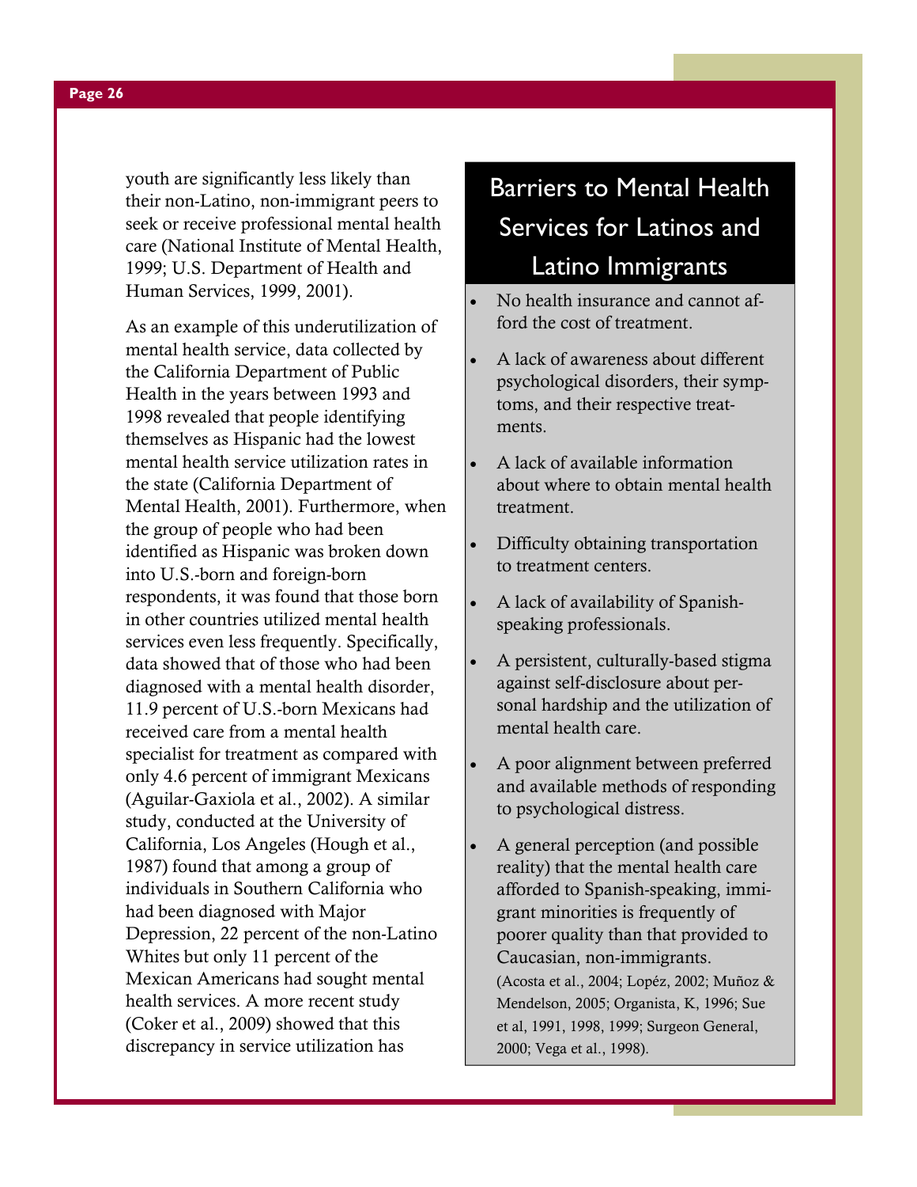youth are significantly less likely than their non-Latino, non-immigrant peers to seek or receive professional mental health care (National Institute of Mental Health, 1999; U.S. Department of Health and Human Services, 1999, 2001).

As an example of this underutilization of mental health service, data collected by the California Department of Public Health in the years between 1993 and 1998 revealed that people identifying themselves as Hispanic had the lowest mental health service utilization rates in the state (California Department of Mental Health, 2001). Furthermore, when the group of people who had been identified as Hispanic was broken down into U.S.-born and foreign-born respondents, it was found that those born in other countries utilized mental health services even less frequently. Specifically, data showed that of those who had been diagnosed with a mental health disorder, 11.9 percent of U.S.-born Mexicans had received care from a mental health specialist for treatment as compared with only 4.6 percent of immigrant Mexicans (Aguilar-Gaxiola et al., 2002). A similar study, conducted at the University of California, Los Angeles (Hough et al., 1987) found that among a group of individuals in Southern California who had been diagnosed with Major Depression, 22 percent of the non-Latino Whites but only 11 percent of the Mexican Americans had sought mental health services. A more recent study (Coker et al., 2009) showed that this discrepancy in service utilization has

## Barriers to Mental Health Services for Latinos and Latino Immigrants

- No health insurance and cannot afford the cost of treatment.
- A lack of awareness about different psychological disorders, their symptoms, and their respective treatments.
- A lack of available information about where to obtain mental health treatment.
- Difficulty obtaining transportation to treatment centers.
- A lack of availability of Spanish-speaking professionals.
- A persistent, culturally-based stigma against self-disclosure about personal hardship and the utilization of mental health care.
- A poor alignment between preferred and available methods of responding to psychological distress.
- A general perception (and possible reality) that the mental health care afforded to Spanish-speaking, immigrant minorities is frequently of poorer quality than that provided to Caucasian, non-immigrants.

(Acosta et al., 2004; Lopéz, 2002; Muñoz & Mendelson, 2005; Organista, K, 1996; Sue et al, 1991, 1998, 1999; Surgeon General, 2000; Vega et al., 1998).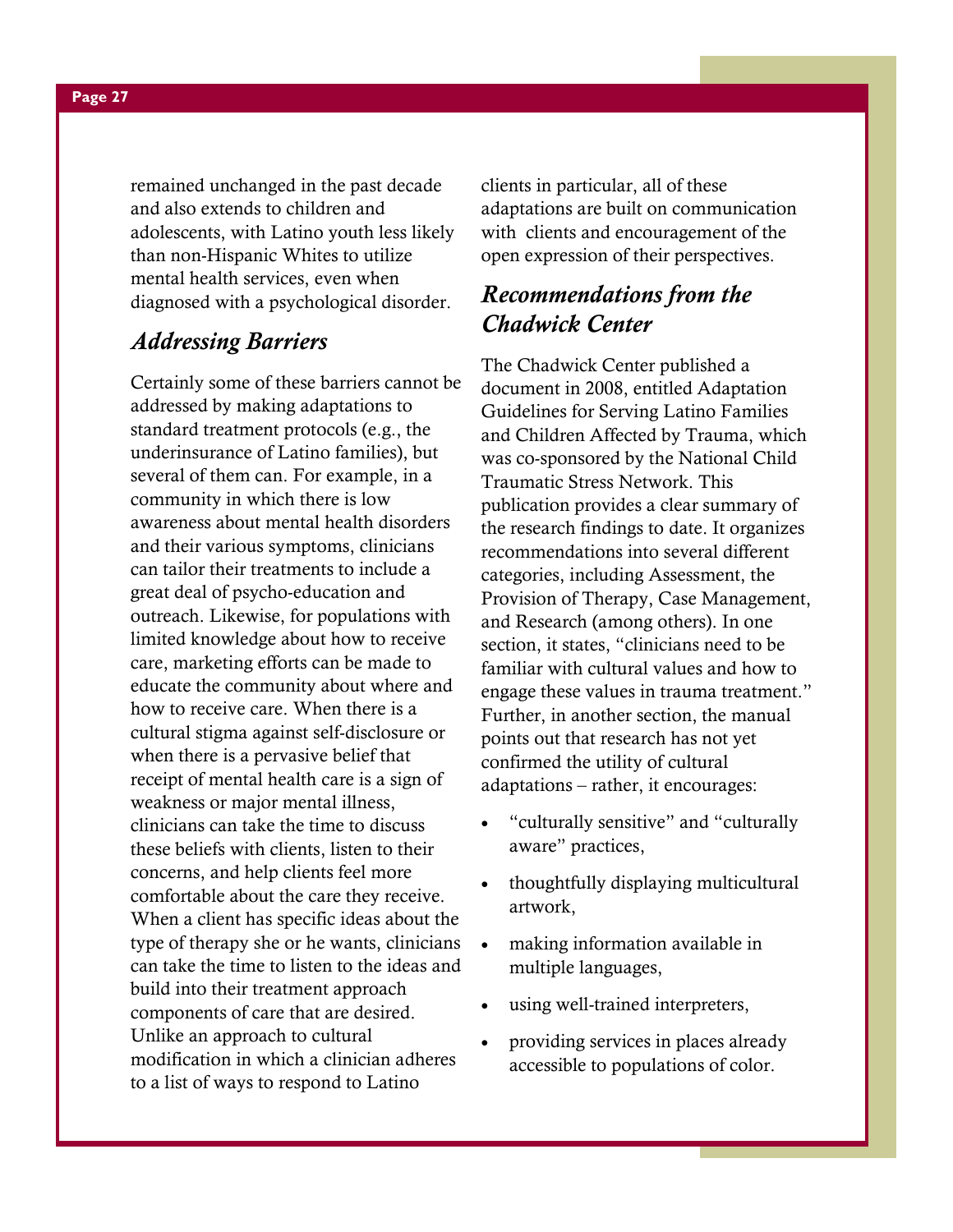remained unchanged in the past decade and also extends to children and adolescents, with Latino youth less likely than non-Hispanic Whites to utilize mental health services, even when diagnosed with a psychological disorder.

## *Addressing Barriers*

Certainly some of these barriers cannot be addressed by making adaptations to standard treatment protocols (e.g., the underinsurance of Latino families), but several of them can. For example, in a community in which there is low awareness about mental health disorders and their various symptoms, clinicians can tailor their treatments to include a great deal of psycho-education and outreach. Likewise, for populations with limited knowledge about how to receive care, marketing efforts can be made to educate the community about where and how to receive care. When there is a cultural stigma against self-disclosure or when there is a pervasive belief that receipt of mental health care is a sign of weakness or major mental illness, clinicians can take the time to discuss these beliefs with clients, listen to their concerns, and help clients feel more comfortable about the care they receive. When a client has specific ideas about the type of therapy she or he wants, clinicians can take the time to listen to the ideas and build into their treatment approach components of care that are desired. Unlike an approach to cultural modification in which a clinician adheres to a list of ways to respond to Latino clients in particular, all of these adaptations are built on communication with clients and encouragement of the open expression of their perspectives.

## *Recommendations from the Chadwick Center*

The Chadwick Center published a document in 2008, entitled Adaptation Guidelines for Serving Latino Families and Children Affected by Trauma, which was co-sponsored by the National Child Traumatic Stress Network. This publication provides a clear summary of the research findings to date. It organizes recommendations into several different categories, including Assessment, the Provision of Therapy, Case Management, and Research (among others). In one section, it states, "clinicians need to be familiar with cultural values and how to engage these values in trauma treatment." Further, in another section, the manual points out that research has not yet confirmed the utility of cultural adaptations – rather, it encourages:

- "culturally sensitive" and "culturally aware" practices,
- thoughtfully displaying multicultural artwork,
- making information available in multiple languages,
- using well-trained interpreters,
- providing services in places already accessible to populations of color.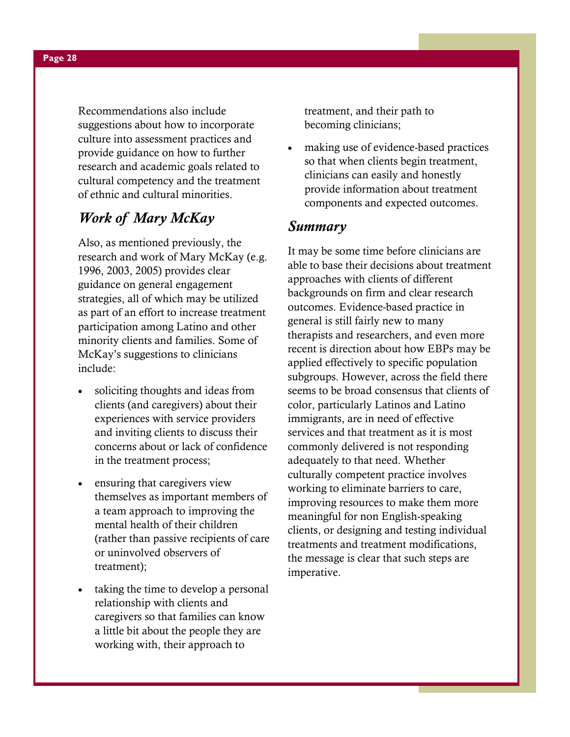Recommendations also include suggestions about how to incorporate culture into assessment practices and provide guidance on how to further research and academic goals related to cultural competency and the treatment of ethnic and cultural minorities.

## *Work of Mary McKay*

Also, as mentioned previously, the research and work of Mary McKay (e.g. 1996, 2003, 2005) provides clear guidance on general engagement strategies, all of which may be utilized as part of an effort to increase treatment participation among Latino and other minority clients and families. Some of McKay's suggestions to clinicians include:

- soliciting thoughts and ideas from clients (and caregivers) about their experiences with service providers and inviting clients to discuss their concerns about or lack of confidence in the treatment process;
- ensuring that caregivers view themselves as important members of a team approach to improving the mental health of their children (rather than passive recipients of care or uninvolved observers of treatment);
- taking the time to develop a personal relationship with clients and caregivers so that families can know a little bit about the people they are working with, their approach to treatment, and their path to becoming clinicians;
- making use of evidence-based practices so that when clients begin treatment, clinicians can easily and honestly provide information about treatment components and expected outcomes.

## *Summary*

It may be some time before clinicians are able to base their decisions about treatment approaches with clients of different backgrounds on firm and clear research outcomes. Evidence-based practice in general is still fairly new to many therapists and researchers, and even more recent is direction about how EBPs may be applied effectively to specific population subgroups. However, across the field there seems to be broad consensus that clients of color, particularly Latinos and Latino immigrants, are in need of effective services and that treatment as it is most commonly delivered is not responding adequately to that need. Whether culturally competent practice involves working to eliminate barriers to care, improving resources to make them more meaningful for non English-speaking clients, or designing and testing individual treatments and treatment modifications, the message is clear that such steps are imperative.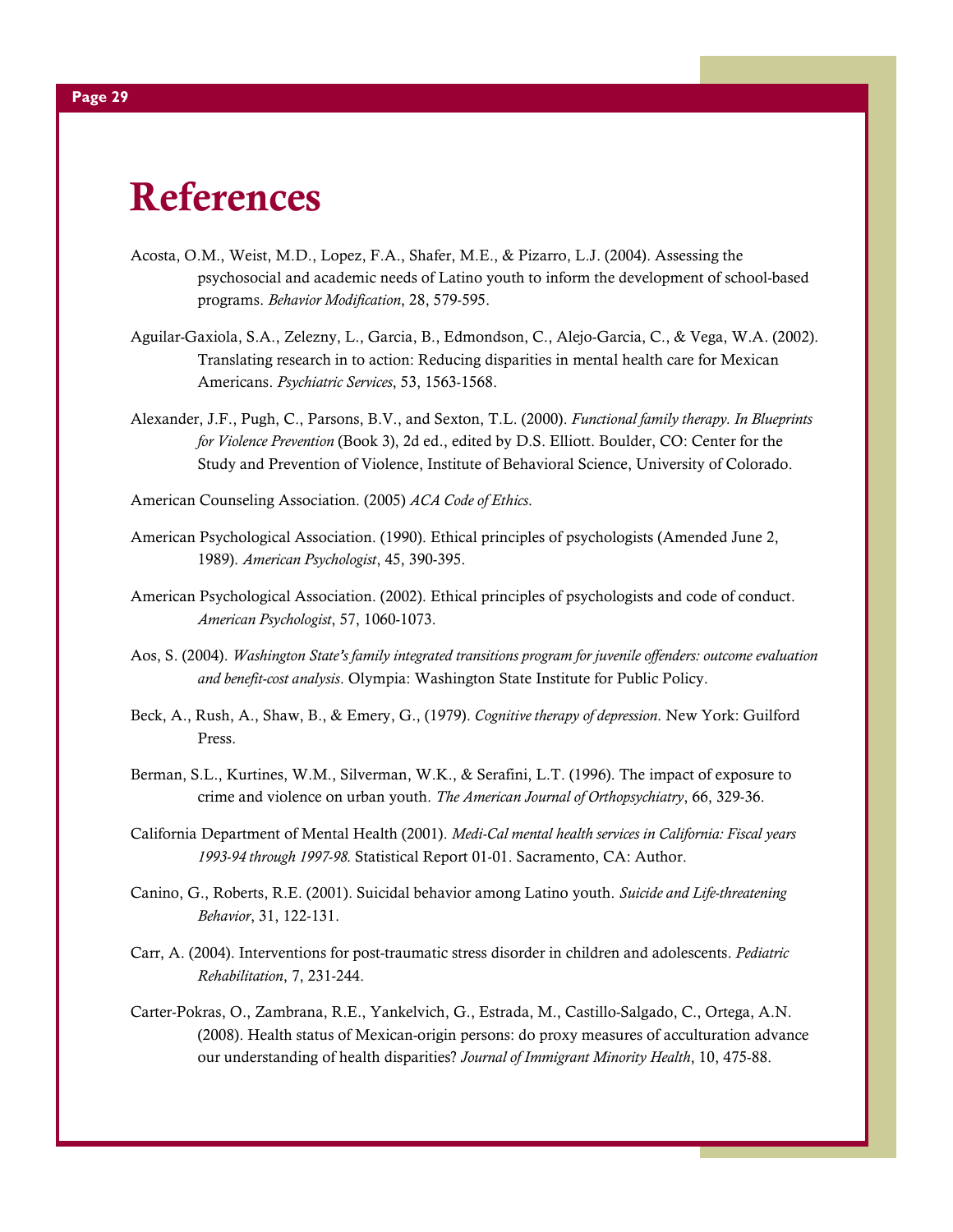# References

Acosta, O.M., Weist, M.D., Lopez, F.A., Shafer, M.E., & Pizarro, L.J. (2004). Assessing the psychosocial and academic needs of Latino youth to inform the development of school-based programs. *Behavior Modification*, 28, 579-595.

Aguilar-Gaxiola, S.A., Zelezny, L., Garcia, B., Edmondson, C., Alejo-Garcia, C., & Vega, W.A. (2002). Translating research in to action: Reducing disparities in mental health care for Mexican Americans. *Psychiatric Services*, 53, 1563-1568.

Alexander, J.F., Pugh, C., Parsons, B.V., and Sexton, T.L. (2000). *Functional family therapy. In Blueprints for Violence Prevention* (Book 3), 2d ed., edited by D.S. Elliott. Boulder, CO: Center for the Study and Prevention of Violence, Institute of Behavioral Science, University of Colorado.

American Counseling Association. (2005) *ACA Code of Ethics*.

American Psychological Association. (1990). Ethical principles of psychologists (Amended June 2, 1989). *American Psychologist*, 45, 390-395.

American Psychological Association. (2002). Ethical principles of psychologists and code of conduct. *American Psychologist*, 57, 1060-1073.

Aos, S. (2004). *Washington State's family integrated transitions program for juvenile offenders: outcome evaluation and benefit-cost analysis*. Olympia: Washington State Institute for Public Policy.

Beck, A., Rush, A., Shaw, B., & Emery, G., (1979). *Cognitive therapy of depression*. New York: Guilford Press.

Berman, S.L., Kurtines, W.M., Silverman, W.K., & Serafini, L.T. (1996). The impact of exposure to crime and violence on urban youth. *The American Journal of Orthopsychiatry*, 66, 329-36.

California Department of Mental Health (2001). *Medi-Cal mental health services in California: Fiscal years 1993-94 through 1997-98.* Statistical Report 01-01. Sacramento, CA: Author.

Canino, G., Roberts, R.E. (2001). Suicidal behavior among Latino youth. *Suicide and Life-threatening Behavior*, 31, 122-131.

Carr, A. (2004). Interventions for post-traumatic stress disorder in children and adolescents. *Pediatric Rehabilitation*, 7, 231-244.

Carter-Pokras, O., Zambrana, R.E., Yankelvich, G., Estrada, M., Castillo-Salgado, C., Ortega, A.N. (2008). Health status of Mexican-origin persons: do proxy measures of acculturation advance our understanding of health disparities? *Journal of Immigrant Minority Health*, 10, 475-88.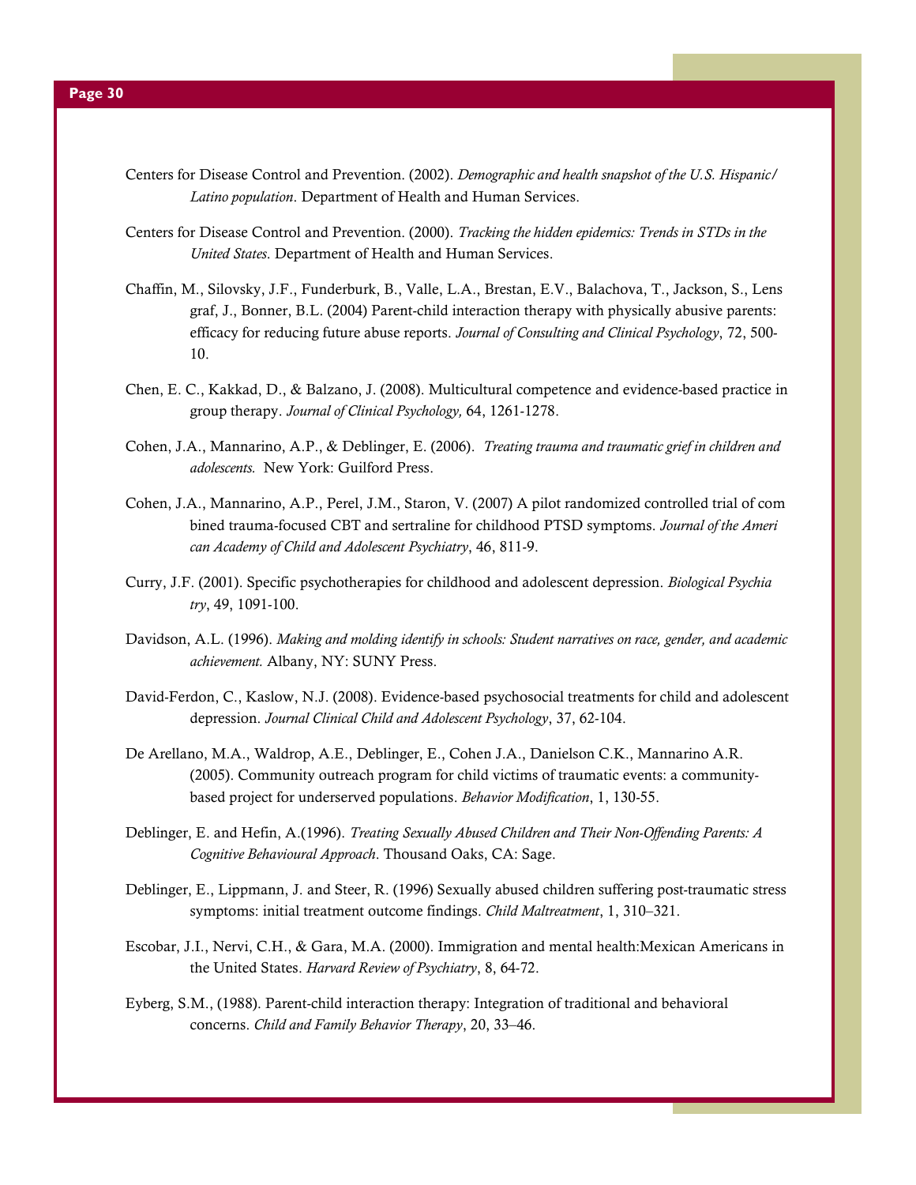Centers for Disease Control and Prevention. (2002). *Demographic and health snapshot of the U.S. Hispanic/ Latino population*. Department of Health and Human Services.

Centers for Disease Control and Prevention. (2000). *Tracking the hidden epidemics: Trends in STDs in the United States*. Department of Health and Human Services.

Chaffin, M., Silovsky, J.F., Funderburk, B., Valle, L.A., Brestan, E.V., Balachova, T., Jackson, S., Lens graf, J., Bonner, B.L. (2004) Parent-child interaction therapy with physically abusive parents: efficacy for reducing future abuse reports. *Journal of Consulting and Clinical Psychology*, 72, 500-10.

Chen, E. C., Kakkad, D., & Balzano, J. (2008). Multicultural competence and evidence-based practice in group therapy. *Journal of Clinical Psychology,* 64, 1261-1278.

Cohen, J.A., Mannarino, A.P., & Deblinger, E. (2006). *Treating trauma and traumatic grief in children and adolescents.* New York: Guilford Press.

Cohen, J.A., Mannarino, A.P., Perel, J.M., Staron, V. (2007) A pilot randomized controlled trial of com bined trauma-focused CBT and sertraline for childhood PTSD symptoms. *Journal of the Ameri can Academy of Child and Adolescent Psychiatry*, 46, 811-9.

Curry, J.F. (2001). Specific psychotherapies for childhood and adolescent depression. *Biological Psychia try*, 49, 1091-100.

Davidson, A.L. (1996). *Making and molding identify in schools: Student narratives on race, gender, and academic achievement.* Albany, NY: SUNY Press.

David-Ferdon, C., Kaslow, N.J. (2008). Evidence-based psychosocial treatments for child and adolescent depression. *Journal Clinical Child and Adolescent Psychology*, 37, 62-104.

De Arellano, M.A., Waldrop, A.E., Deblinger, E., Cohen J.A., Danielson C.K., Mannarino A.R. (2005). Community outreach program for child victims of traumatic events: a community-based project for underserved populations. *Behavior Modification*, 1, 130-55.

Deblinger, E. and Hefin, A.(1996). *Treating Sexually Abused Children and Their Non-Offending Parents: A Cognitive Behavioural Approach*. Thousand Oaks, CA: Sage.

Deblinger, E., Lippmann, J. and Steer, R. (1996) Sexually abused children suffering post-traumatic stress symptoms: initial treatment outcome findings. *Child Maltreatment*, 1, 310–321.

Escobar, J.I., Nervi, C.H., & Gara, M.A. (2000). Immigration and mental health:Mexican Americans in the United States. *Harvard Review of Psychiatry*, 8, 64-72.

Eyberg, S.M., (1988). Parent-child interaction therapy: Integration of traditional and behavioral concerns. *Child and Family Behavior Therapy*, 20, 33–46.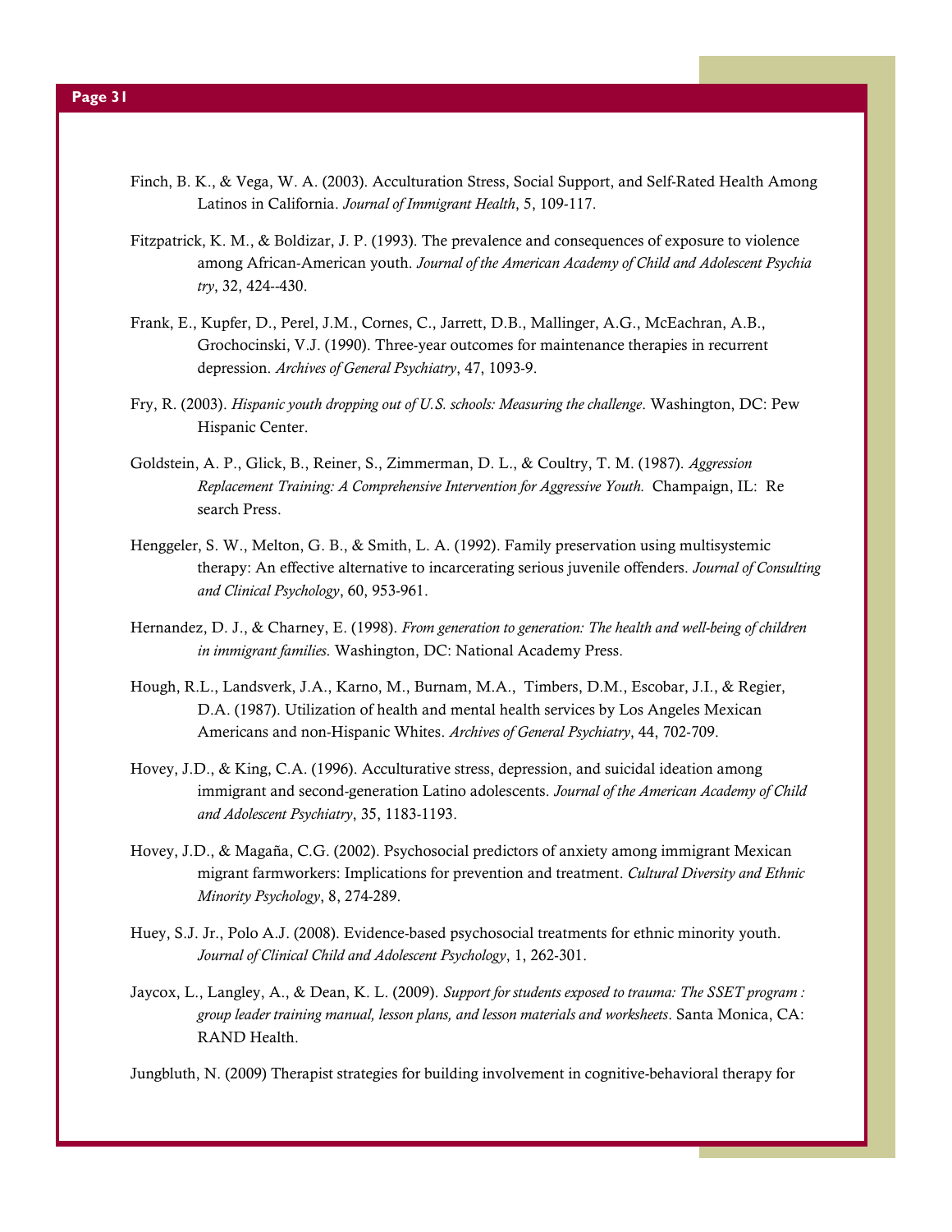Finch, B. K., & Vega, W. A. (2003). Acculturation Stress, Social Support, and Self-Rated Health Among Latinos in California. *Journal of Immigrant Health*, 5, 109-117.

Fitzpatrick, K. M., & Boldizar, J. P. (1993). The prevalence and consequences of exposure to violence among African-American youth. *Journal of the American Academy of Child and Adolescent Psychia try*, 32, 424--430.

Frank, E., Kupfer, D., Perel, J.M., Cornes, C., Jarrett, D.B., Mallinger, A.G., McEachran, A.B., Grochocinski, V.J. (1990). Three-year outcomes for maintenance therapies in recurrent depression. *Archives of General Psychiatry*, 47, 1093-9.

Fry, R. (2003). *Hispanic youth dropping out of U.S. schools: Measuring the challenge*. Washington, DC: Pew Hispanic Center.

Goldstein, A. P., Glick, B., Reiner, S., Zimmerman, D. L., & Coultry, T. M. (1987). *Aggression Replacement Training: A Comprehensive Intervention for Aggressive Youth.* Champaign, IL: Re search Press.

Henggeler, S. W., Melton, G. B., & Smith, L. A. (1992). Family preservation using multisystemic therapy: An effective alternative to incarcerating serious juvenile offenders. *Journal of Consulting and Clinical Psychology*, 60, 953-961.

Hernandez, D. J., & Charney, E. (1998). *From generation to generation: The health and well-being of children in immigrant families*. Washington, DC: National Academy Press.

Hough, R.L., Landsverk, J.A., Karno, M., Burnam, M.A., Timbers, D.M., Escobar, J.I., & Regier, D.A. (1987). Utilization of health and mental health services by Los Angeles Mexican Americans and non-Hispanic Whites. *Archives of General Psychiatry*, 44, 702-709.

Hovey, J.D., & King, C.A. (1996). Acculturative stress, depression, and suicidal ideation among immigrant and second-generation Latino adolescents. *Journal of the American Academy of Child and Adolescent Psychiatry*, 35, 1183-1193.

Hovey, J.D., & Magaña, C.G. (2002). Psychosocial predictors of anxiety among immigrant Mexican migrant farmworkers: Implications for prevention and treatment. *Cultural Diversity and Ethnic Minority Psychology*, 8, 274-289.

Huey, S.J. Jr., Polo A.J. (2008). Evidence-based psychosocial treatments for ethnic minority youth. *Journal of Clinical Child and Adolescent Psychology*, 1, 262-301.

Jaycox, L., Langley, A., & Dean, K. L. (2009). *Support for students exposed to trauma: The SSET program : group leader training manual, lesson plans, and lesson materials and worksheets*. Santa Monica, CA: RAND Health.

Jungbluth, N. (2009) Therapist strategies for building involvement in cognitive-behavioral therapy for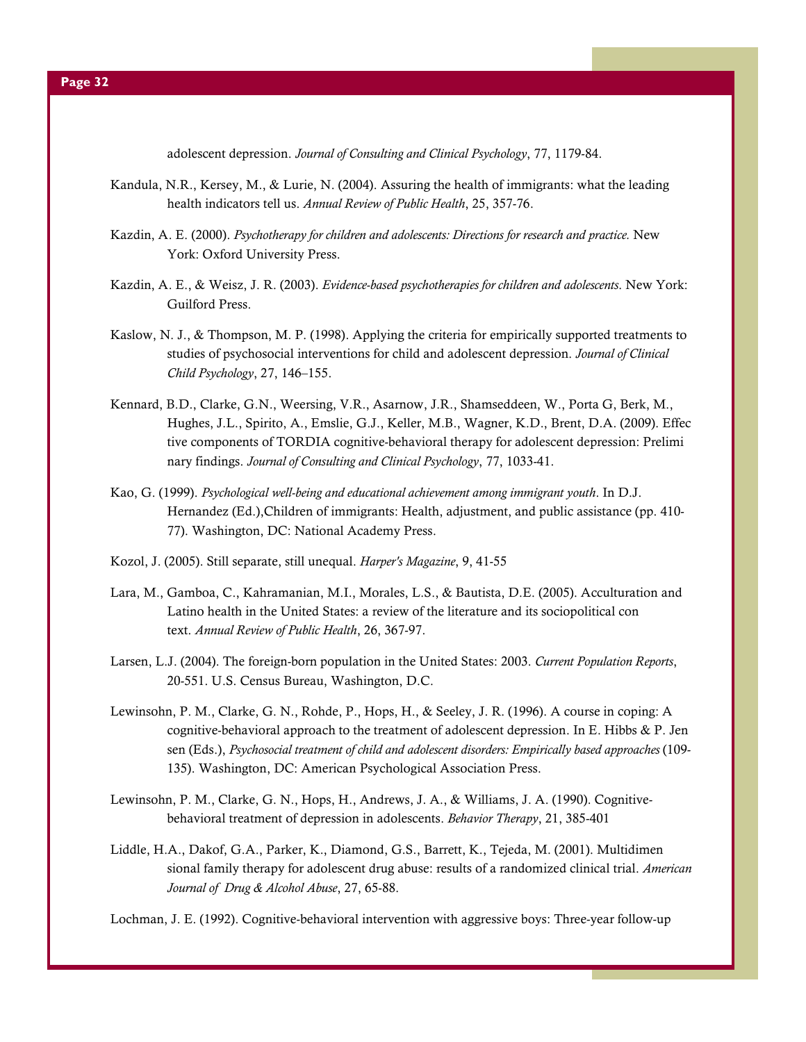adolescent depression. *Journal of Consulting and Clinical Psychology*, 77, 1179-84.

Kandula, N.R., Kersey, M., & Lurie, N. (2004). Assuring the health of immigrants: what the leading health indicators tell us. *Annual Review of Public Health*, 25, 357-76.

Kazdin, A. E. (2000). *Psychotherapy for children and adolescents: Directions for research and practice.* New York: Oxford University Press.

Kazdin, A. E., & Weisz, J. R. (2003). *Evidence-based psychotherapies for children and adolescents*. New York: Guilford Press.

Kaslow, N. J., & Thompson, M. P. (1998). Applying the criteria for empirically supported treatments to studies of psychosocial interventions for child and adolescent depression. *Journal of Clinical Child Psychology*, 27, 146–155.

Kennard, B.D., Clarke, G.N., Weersing, V.R., Asarnow, J.R., Shamseddeen, W., Porta G, Berk, M., Hughes, J.L., Spirito, A., Emslie, G.J., Keller, M.B., Wagner, K.D., Brent, D.A. (2009). Effective components of TORDIA cognitive-behavioral therapy for adolescent depression: Preliminary findings. *Journal of Consulting and Clinical Psychology*, 77, 1033-41.

Kao, G. (1999). *Psychological well-being and educational achievement among immigrant youth*. In D.J. Hernandez (Ed.),Children of immigrants: Health, adjustment, and public assistance (pp. 410-77). Washington, DC: National Academy Press.

Kozol, J. (2005). Still separate, still unequal. *Harper's Magazine*, 9, 41-55

Lara, M., Gamboa, C., Kahramanian, M.I., Morales, L.S., & Bautista, D.E. (2005). Acculturation and Latino health in the United States: a review of the literature and its sociopolitical context. *Annual Review of Public Health*, 26, 367-97.

Larsen, L.J. (2004). The foreign-born population in the United States: 2003. *Current Population Reports*, 20-551. U.S. Census Bureau, Washington, D.C.

Lewinsohn, P. M., Clarke, G. N., Rohde, P., Hops, H., & Seeley, J. R. (1996). A course in coping: A cognitive-behavioral approach to the treatment of adolescent depression. In E. Hibbs & P. Jensen (Eds.), *Psychosocial treatment of child and adolescent disorders: Empirically based approaches* (109-135). Washington, DC: American Psychological Association Press.

Lewinsohn, P. M., Clarke, G. N., Hops, H., Andrews, J. A., & Williams, J. A. (1990). Cognitive-behavioral treatment of depression in adolescents. *Behavior Therapy*, 21, 385-401

Liddle, H.A., Dakof, G.A., Parker, K., Diamond, G.S., Barrett, K., Tejeda, M. (2001). Multidimensional family therapy for adolescent drug abuse: results of a randomized clinical trial. *American Journal of Drug & Alcohol Abuse*, 27, 65-88.

Lochman, J. E. (1992). Cognitive-behavioral intervention with aggressive boys: Three-year follow-up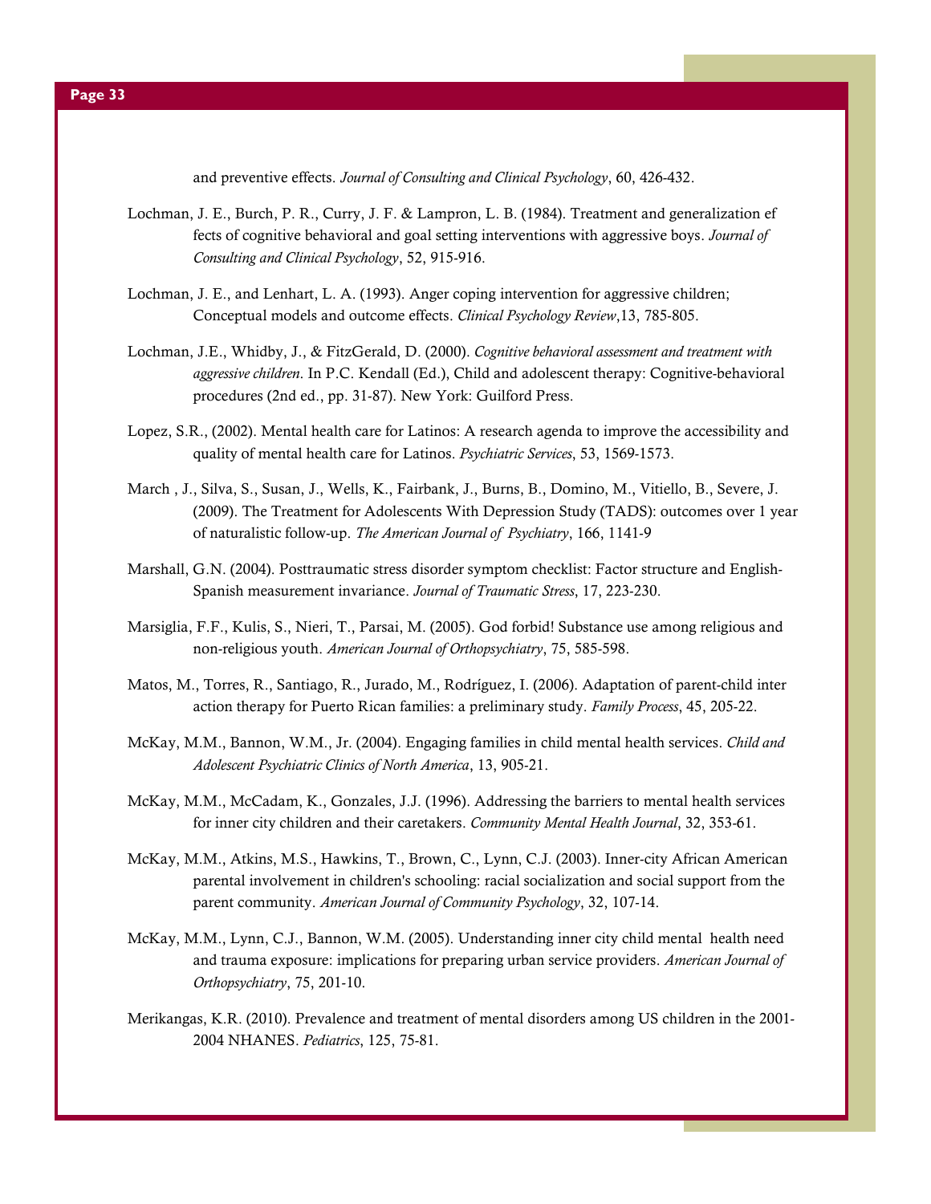and preventive effects. *Journal of Consulting and Clinical Psychology*, 60, 426-432.

Lochman, J. E., Burch, P. R., Curry, J. F. & Lampron, L. B. (1984). Treatment and generalization effects of cognitive behavioral and goal setting interventions with aggressive boys. *Journal of Consulting and Clinical Psychology*, 52, 915-916.

Lochman, J. E., and Lenhart, L. A. (1993). Anger coping intervention for aggressive children; Conceptual models and outcome effects. *Clinical Psychology Review*,13, 785-805.

Lochman, J.E., Whidby, J., & FitzGerald, D. (2000). *Cognitive behavioral assessment and treatment with aggressive children*. In P.C. Kendall (Ed.), Child and adolescent therapy: Cognitive-behavioral procedures (2nd ed., pp. 31-87). New York: Guilford Press.

Lopez, S.R., (2002). Mental health care for Latinos: A research agenda to improve the accessibility and quality of mental health care for Latinos. *Psychiatric Services*, 53, 1569-1573.

March , J., Silva, S., Susan, J., Wells, K., Fairbank, J., Burns, B., Domino, M., Vitiello, B., Severe, J. (2009). The Treatment for Adolescents With Depression Study (TADS): outcomes over 1 year of naturalistic follow-up. *The American Journal of Psychiatry*, 166, 1141-9

Marshall, G.N. (2004). Posttraumatic stress disorder symptom checklist: Factor structure and English-Spanish measurement invariance. *Journal of Traumatic Stress*, 17, 223-230.

Marsiglia, F.F., Kulis, S., Nieri, T., Parsai, M. (2005). God forbid! Substance use among religious and non-religious youth. *American Journal of Orthopsychiatry*, 75, 585-598.

Matos, M., Torres, R., Santiago, R., Jurado, M., Rodríguez, I. (2006). Adaptation of parent-child interaction therapy for Puerto Rican families: a preliminary study. *Family Process*, 45, 205-22.

McKay, M.M., Bannon, W.M., Jr. (2004). Engaging families in child mental health services. *Child and Adolescent Psychiatric Clinics of North America*, 13, 905-21.

McKay, M.M., McCadam, K., Gonzales, J.J. (1996). Addressing the barriers to mental health services for inner city children and their caretakers. *Community Mental Health Journal*, 32, 353-61.

McKay, M.M., Atkins, M.S., Hawkins, T., Brown, C., Lynn, C.J. (2003). Inner-city African American parental involvement in children's schooling: racial socialization and social support from the parent community. *American Journal of Community Psychology*, 32, 107-14.

McKay, M.M., Lynn, C.J., Bannon, W.M. (2005). Understanding inner city child mental health need and trauma exposure: implications for preparing urban service providers. *American Journal of Orthopsychiatry*, 75, 201-10.

Merikangas, K.R. (2010). Prevalence and treatment of mental disorders among US children in the 2001-2004 NHANES. *Pediatrics*, 125, 75-81.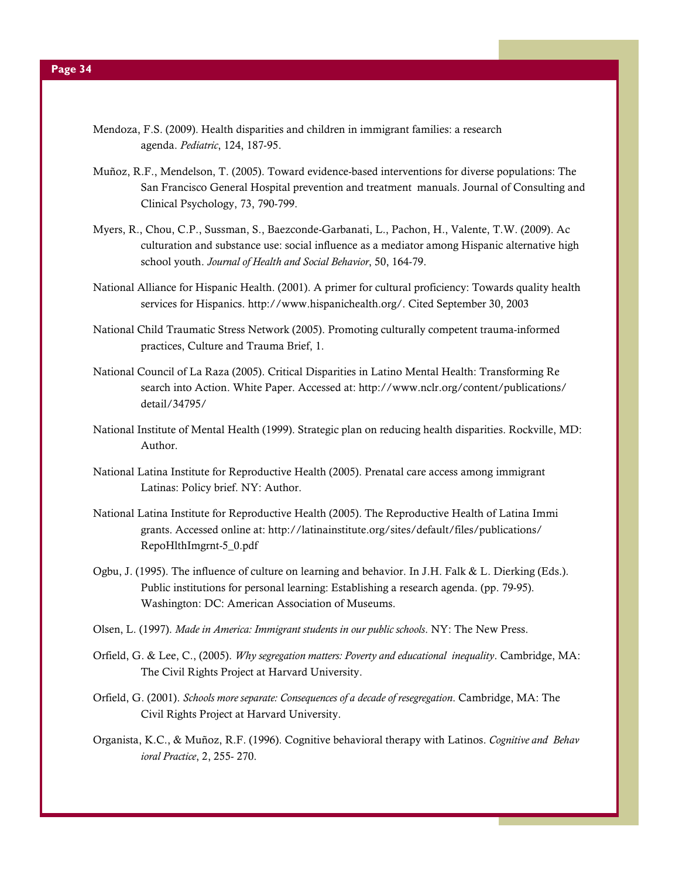Mendoza, F.S. (2009). Health disparities and children in immigrant families: a research agenda. *Pediatric*, 124, 187-95.

Muñoz, R.F., Mendelson, T. (2005). Toward evidence-based interventions for diverse populations: The San Francisco General Hospital prevention and treatment manuals. Journal of Consulting and Clinical Psychology, 73, 790-799.

Myers, R., Chou, C.P., Sussman, S., Baezconde-Garbanati, L., Pachon, H., Valente, T.W. (2009). Ac culturation and substance use: social influence as a mediator among Hispanic alternative high school youth. *Journal of Health and Social Behavior*, 50, 164-79.

National Alliance for Hispanic Health. (2001). A primer for cultural proficiency: Towards quality health services for Hispanics. http://www.hispanichealth.org/. Cited September 30, 2003

National Child Traumatic Stress Network (2005). Promoting culturally competent trauma-informed practices, Culture and Trauma Brief, 1.

National Council of La Raza (2005). Critical Disparities in Latino Mental Health: Transforming Re search into Action. White Paper. Accessed at: http://www.nclr.org/content/publications/detail/34795/

National Institute of Mental Health (1999). Strategic plan on reducing health disparities. Rockville, MD: Author.

National Latina Institute for Reproductive Health (2005). Prenatal care access among immigrant Latinas: Policy brief. NY: Author.

National Latina Institute for Reproductive Health (2005). The Reproductive Health of Latina Immi grants. Accessed online at: http://latinainstitute.org/sites/default/files/publications/RepoHlthImgrnt-5_0.pdf

Ogbu, J. (1995). The influence of culture on learning and behavior. In J.H. Falk & L. Dierking (Eds.). Public institutions for personal learning: Establishing a research agenda. (pp. 79-95). Washington: DC: American Association of Museums.

Olsen, L. (1997). *Made in America: Immigrant students in our public schools*. NY: The New Press.

Orfield, G. & Lee, C., (2005). *Why segregation matters: Poverty and educational inequality*. Cambridge, MA: The Civil Rights Project at Harvard University.

Orfield, G. (2001). *Schools more separate: Consequences of a decade of resegregation*. Cambridge, MA: The Civil Rights Project at Harvard University.

Organista, K.C., & Muñoz, R.F. (1996). Cognitive behavioral therapy with Latinos. *Cognitive and Behav ioral Practice*, 2, 255- 270.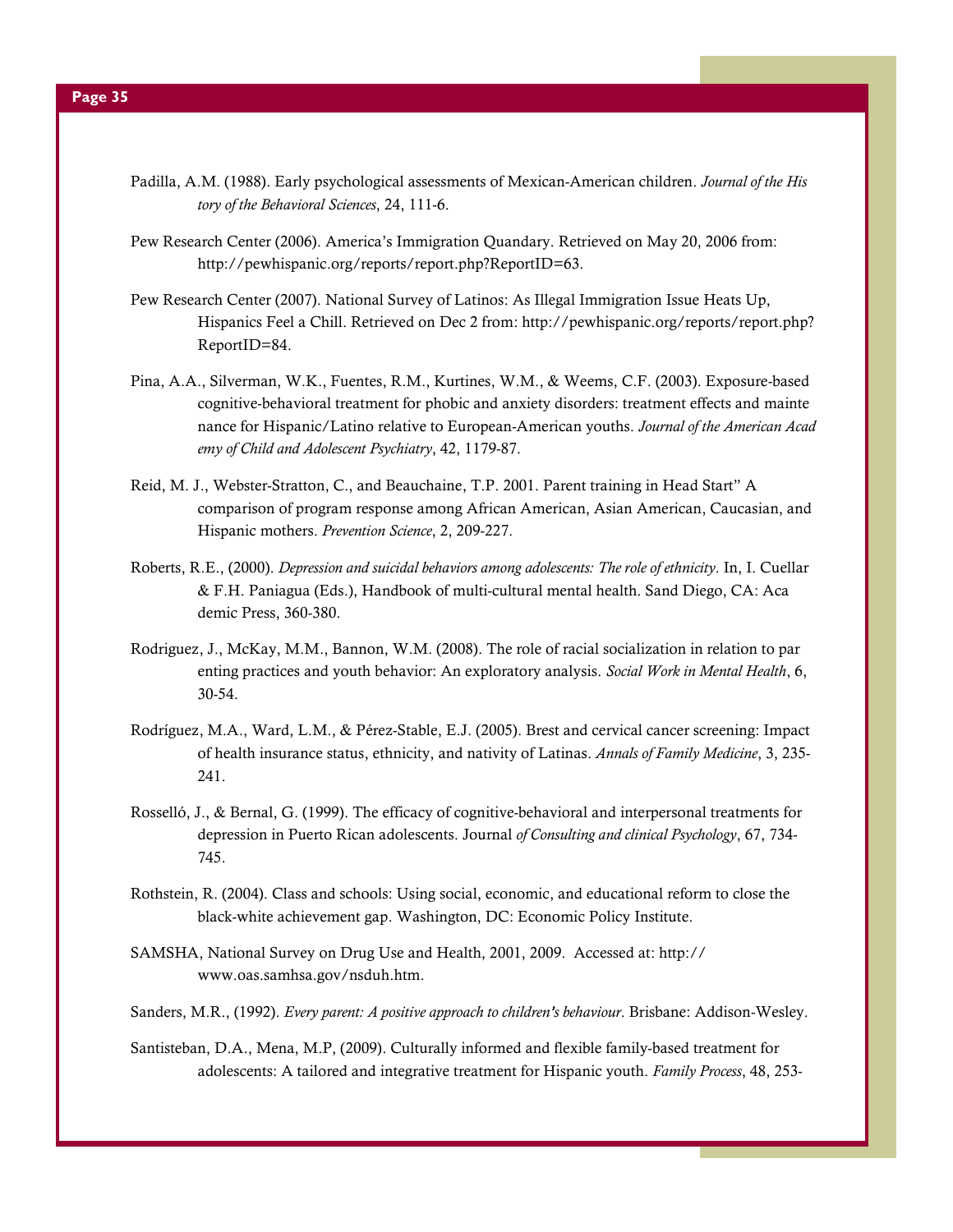Padilla, A.M. (1988). Early psychological assessments of Mexican-American children. *Journal of the History of the Behavioral Sciences*, 24, 111-6.

Pew Research Center (2006). America's Immigration Quandary. Retrieved on May 20, 2006 from: http://pewhispanic.org/reports/report.php?ReportID=63.

Pew Research Center (2007). National Survey of Latinos: As Illegal Immigration Issue Heats Up, Hispanics Feel a Chill. Retrieved on Dec 2 from: http://pewhispanic.org/reports/report.php?ReportID=84.

Pina, A.A., Silverman, W.K., Fuentes, R.M., Kurtines, W.M., & Weems, C.F. (2003). Exposure-based cognitive-behavioral treatment for phobic and anxiety disorders: treatment effects and maintenance for Hispanic/Latino relative to European-American youths. *Journal of the American Academy of Child and Adolescent Psychiatry*, 42, 1179-87.

Reid, M. J., Webster-Stratton, C., and Beauchaine, T.P. 2001. Parent training in Head Start" A comparison of program response among African American, Asian American, Caucasian, and Hispanic mothers. *Prevention Science*, 2, 209-227.

Roberts, R.E., (2000). *Depression and suicidal behaviors among adolescents: The role of ethnicity*. In, I. Cuellar & F.H. Paniagua (Eds.), Handbook of multi-cultural mental health. Sand Diego, CA: Academic Press, 360-380.

Rodriguez, J., McKay, M.M., Bannon, W.M. (2008). The role of racial socialization in relation to parenting practices and youth behavior: An exploratory analysis. *Social Work in Mental Health*, 6, 30-54.

Rodríguez, M.A., Ward, L.M., & Pérez-Stable, E.J. (2005). Brest and cervical cancer screening: Impact of health insurance status, ethnicity, and nativity of Latinas. *Annals of Family Medicine*, 3, 235-241.

Rosselló, J., & Bernal, G. (1999). The efficacy of cognitive-behavioral and interpersonal treatments for depression in Puerto Rican adolescents. Journal *of Consulting and clinical Psychology*, 67, 734-745.

Rothstein, R. (2004). Class and schools: Using social, economic, and educational reform to close the black-white achievement gap. Washington, DC: Economic Policy Institute.

SAMSHA, National Survey on Drug Use and Health, 2001, 2009. Accessed at: http://www.oas.samhsa.gov/nsduh.htm.

Sanders, M.R., (1992). *Every parent: A positive approach to children's behaviour*. Brisbane: Addison-Wesley.

Santisteban, D.A., Mena, M.P, (2009). Culturally informed and flexible family-based treatment for adolescents: A tailored and integrative treatment for Hispanic youth. *Family Process*, 48, 253-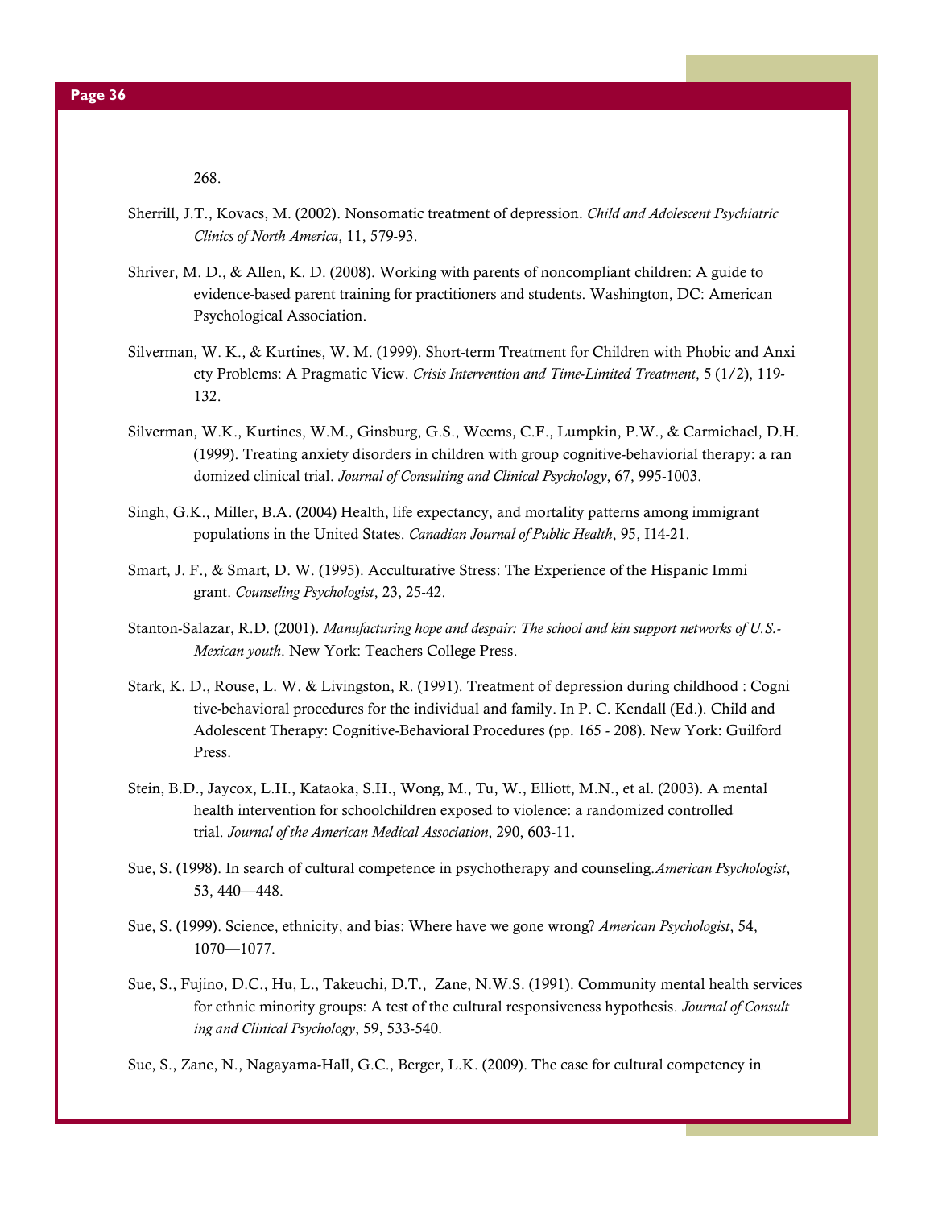268.

Sherrill, J.T., Kovacs, M. (2002). Nonsomatic treatment of depression. *Child and Adolescent Psychiatric Clinics of North America*, 11, 579-93.

Shriver, M. D., & Allen, K. D. (2008). Working with parents of noncompliant children: A guide to evidence-based parent training for practitioners and students. Washington, DC: American Psychological Association.

Silverman, W. K., & Kurtines, W. M. (1999). Short-term Treatment for Children with Phobic and Anxi ety Problems: A Pragmatic View. *Crisis Intervention and Time-Limited Treatment*, 5 (1/2), 119-132.

Silverman, W.K., Kurtines, W.M., Ginsburg, G.S., Weems, C.F., Lumpkin, P.W., & Carmichael, D.H. (1999). Treating anxiety disorders in children with group cognitive-behaviorial therapy: a ran domized clinical trial. *Journal of Consulting and Clinical Psychology*, 67, 995-1003.

Singh, G.K., Miller, B.A. (2004) Health, life expectancy, and mortality patterns among immigrant populations in the United States. *Canadian Journal of Public Health*, 95, I14-21.

Smart, J. F., & Smart, D. W. (1995). Acculturative Stress: The Experience of the Hispanic Immi grant. *Counseling Psychologist*, 23, 25-42.

Stanton-Salazar, R.D. (2001). *Manufacturing hope and despair: The school and kin support networks of U.S.-Mexican youth*. New York: Teachers College Press.

Stark, K. D., Rouse, L. W. & Livingston, R. (1991). Treatment of depression during childhood : Cogni tive-behavioral procedures for the individual and family. In P. C. Kendall (Ed.). Child and Adolescent Therapy: Cognitive-Behavioral Procedures (pp. 165 - 208). New York: Guilford Press.

Stein, B.D., Jaycox, L.H., Kataoka, S.H., Wong, M., Tu, W., Elliott, M.N., et al. (2003). A mental health intervention for schoolchildren exposed to violence: a randomized controlled trial. *Journal of the American Medical Association*, 290, 603-11.

Sue, S. (1998). In search of cultural competence in psychotherapy and counseling.*American Psychologist*, 53, 440—448.

Sue, S. (1999). Science, ethnicity, and bias: Where have we gone wrong? *American Psychologist*, 54, 1070—1077.

Sue, S., Fujino, D.C., Hu, L., Takeuchi, D.T., Zane, N.W.S. (1991). Community mental health services for ethnic minority groups: A test of the cultural responsiveness hypothesis. *Journal of Consult ing and Clinical Psychology*, 59, 533-540.

Sue, S., Zane, N., Nagayama-Hall, G.C., Berger, L.K. (2009). The case for cultural competency in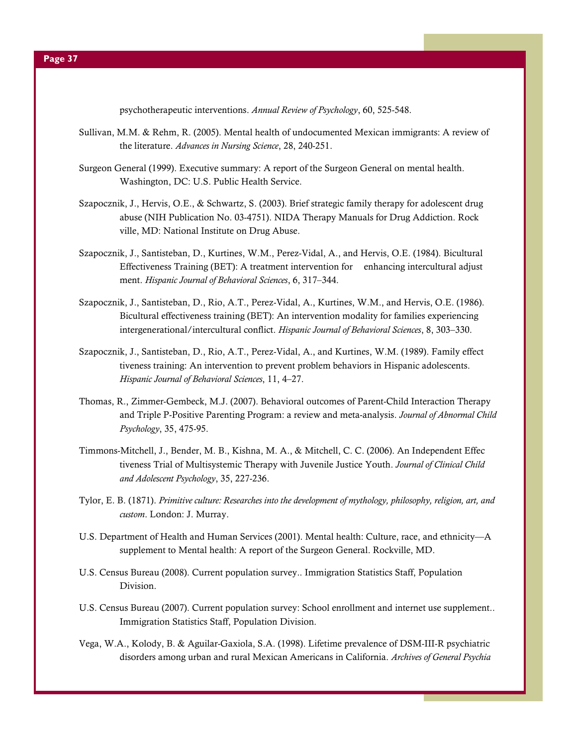psychotherapeutic interventions. *Annual Review of Psychology*, 60, 525-548.

Sullivan, M.M. & Rehm, R. (2005). Mental health of undocumented Mexican immigrants: A review of the literature. *Advances in Nursing Science*, 28, 240-251.

Surgeon General (1999). Executive summary: A report of the Surgeon General on mental health. Washington, DC: U.S. Public Health Service.

Szapocznik, J., Hervis, O.E., & Schwartz, S. (2003). Brief strategic family therapy for adolescent drug abuse (NIH Publication No. 03-4751). NIDA Therapy Manuals for Drug Addiction. Rock ville, MD: National Institute on Drug Abuse.

Szapocznik, J., Santisteban, D., Kurtines, W.M., Perez-Vidal, A., and Hervis, O.E. (1984). Bicultural Effectiveness Training (BET): A treatment intervention for enhancing intercultural adjust ment. *Hispanic Journal of Behavioral Sciences*, 6, 317–344.

Szapocznik, J., Santisteban, D., Rio, A.T., Perez-Vidal, A., Kurtines, W.M., and Hervis, O.E. (1986). Bicultural effectiveness training (BET): An intervention modality for families experiencing intergenerational/intercultural conflict. *Hispanic Journal of Behavioral Sciences*, 8, 303–330.

Szapocznik, J., Santisteban, D., Rio, A.T., Perez-Vidal, A., and Kurtines, W.M. (1989). Family effect tiveness training: An intervention to prevent problem behaviors in Hispanic adolescents. *Hispanic Journal of Behavioral Sciences*, 11, 4–27.

Thomas, R., Zimmer-Gembeck, M.J. (2007). Behavioral outcomes of Parent-Child Interaction Therapy and Triple P-Positive Parenting Program: a review and meta-analysis. *Journal of Abnormal Child Psychology*, 35, 475-95.

Timmons-Mitchell, J., Bender, M. B., Kishna, M. A., & Mitchell, C. C. (2006). An Independent Effec tiveness Trial of Multisystemic Therapy with Juvenile Justice Youth. *Journal of Clinical Child and Adolescent Psychology*, 35, 227-236.

Tylor, E. B. (1871). *Primitive culture: Researches into the development of mythology, philosophy, religion, art, and custom*. London: J. Murray.

U.S. Department of Health and Human Services (2001). Mental health: Culture, race, and ethnicity—A supplement to Mental health: A report of the Surgeon General. Rockville, MD.

U.S. Census Bureau (2008). Current population survey.. Immigration Statistics Staff, Population Division.

U.S. Census Bureau (2007). Current population survey: School enrollment and internet use supplement.. Immigration Statistics Staff, Population Division.

Vega, W.A., Kolody, B. & Aguilar-Gaxiola, S.A. (1998). Lifetime prevalence of DSM-III-R psychiatric disorders among urban and rural Mexican Americans in California. *Archives of General Psychia*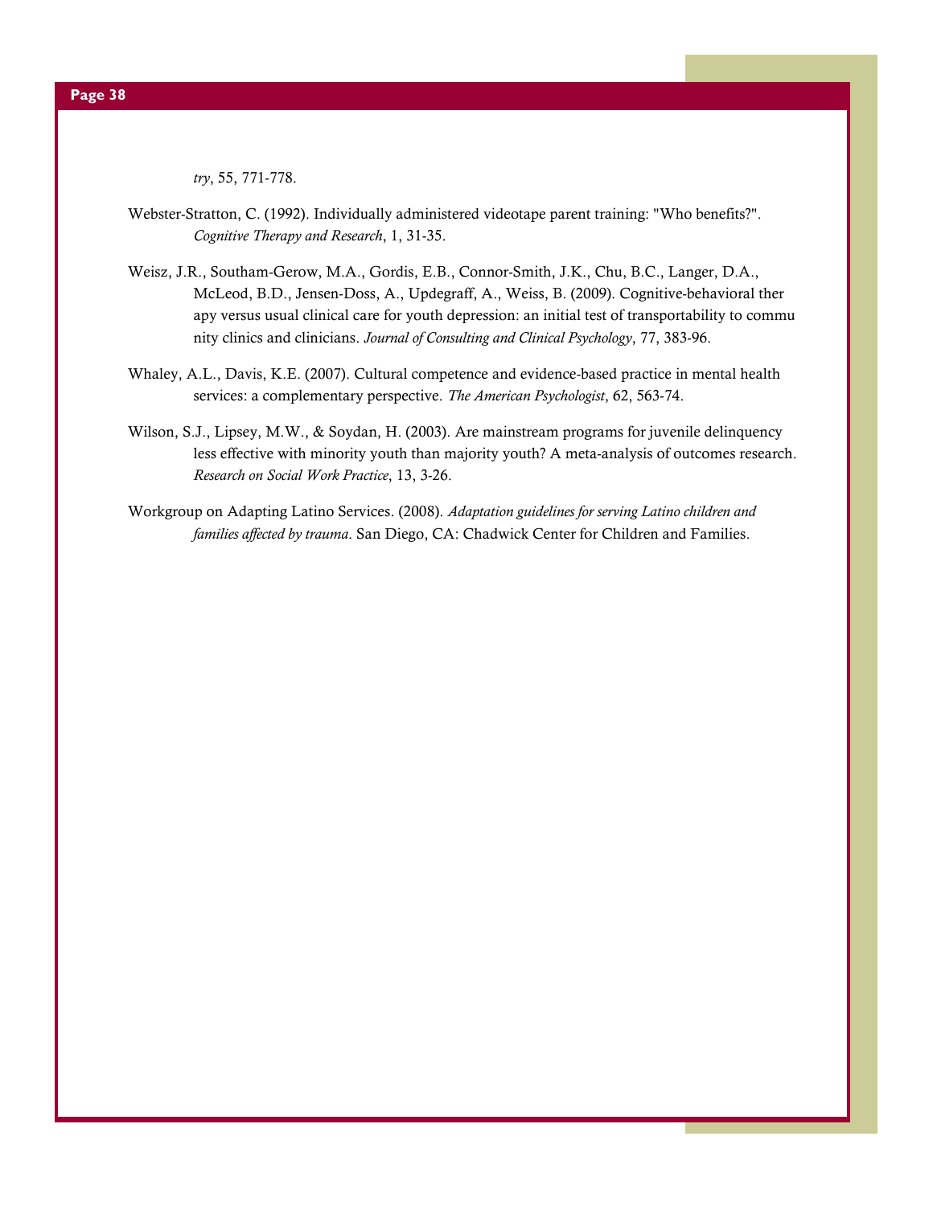*try*, 55, 771-778.

Webster-Stratton, C. (1992). Individually administered videotape parent training: "Who benefits?". *Cognitive Therapy and Research*, 1, 31-35.

Weisz, J.R., Southam-Gerow, M.A., Gordis, E.B., Connor-Smith, J.K., Chu, B.C., Langer, D.A., McLeod, B.D., Jensen-Doss, A., Updegraff, A., Weiss, B. (2009). Cognitive-behavioral ther apy versus usual clinical care for youth depression: an initial test of transportability to commu nity clinics and clinicians. *Journal of Consulting and Clinical Psychology*, 77, 383-96.

Whaley, A.L., Davis, K.E. (2007). Cultural competence and evidence-based practice in mental health services: a complementary perspective. *The American Psychologist*, 62, 563-74.

Wilson, S.J., Lipsey, M.W., & Soydan, H. (2003). Are mainstream programs for juvenile delinquency less effective with minority youth than majority youth? A meta-analysis of outcomes research. *Research on Social Work Practice*, 13, 3-26.

Workgroup on Adapting Latino Services. (2008). *Adaptation guidelines for serving Latino children and families affected by trauma*. San Diego, CA: Chadwick Center for Children and Families.